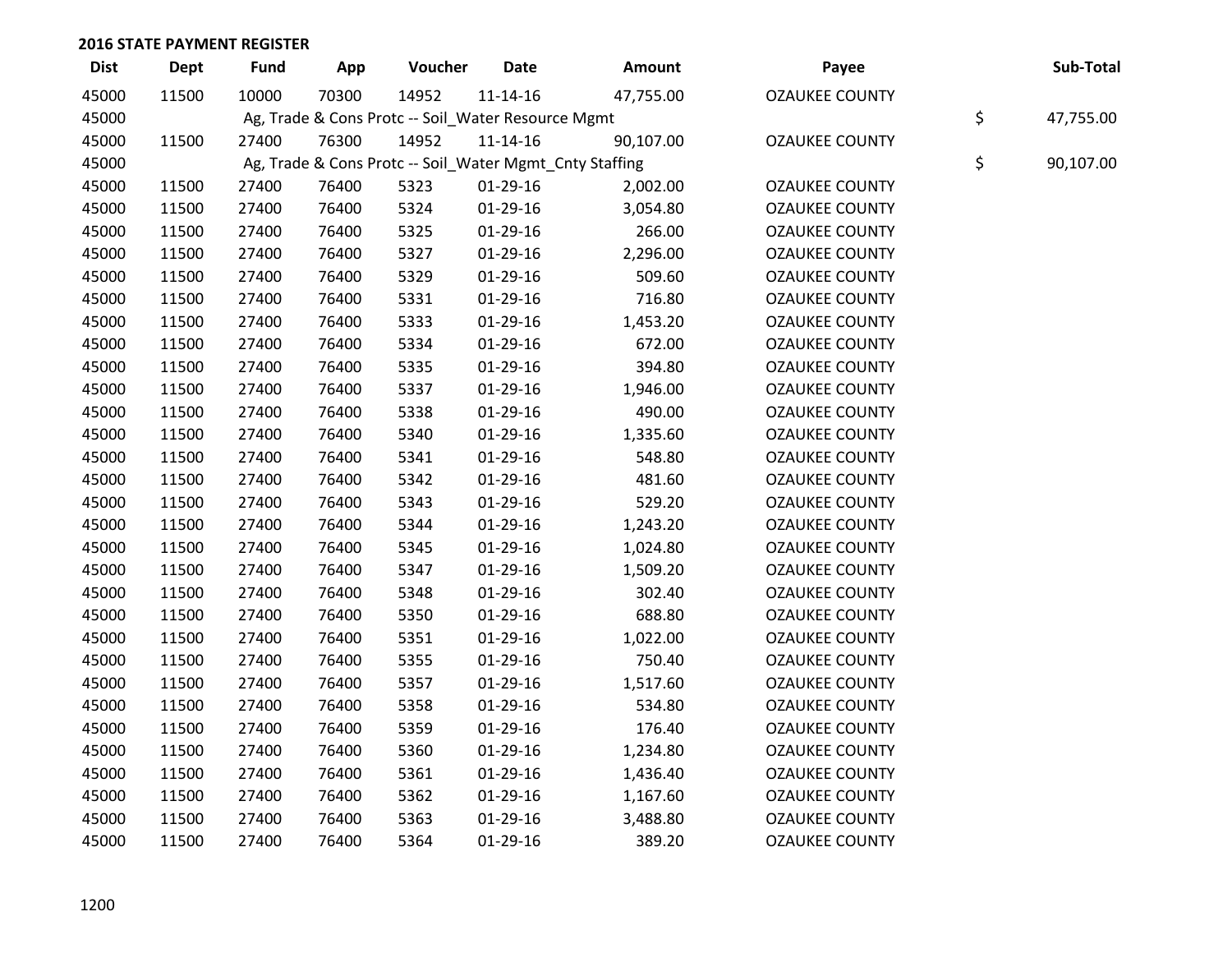## 2016 STATE PAYMENT REGISTER

| Dist | Dept | Fund | App | Voucher | Date | Amount | Payee | Sub-Total |
|---|---|---|---|---|---|---|---|---|
| 45000 | 11500 | 10000 | 70300 | 14952 | 11-14-16 | 47,755.00 | OZAUKEE COUNTY | |
| 45000 | | Ag, Trade & Cons Protc -- Soil_Water Resource Mgmt | | | | | | $ 47,755.00 |
| 45000 | 11500 | 27400 | 76300 | 14952 | 11-14-16 | 90,107.00 | OZAUKEE COUNTY | |
| 45000 | | Ag, Trade & Cons Protc -- Soil_Water Mgmt_Cnty Staffing | | | | | | $ 90,107.00 |
| 45000 | 11500 | 27400 | 76400 | 5323 | 01-29-16 | 2,002.00 | OZAUKEE COUNTY | |
| 45000 | 11500 | 27400 | 76400 | 5324 | 01-29-16 | 3,054.80 | OZAUKEE COUNTY | |
| 45000 | 11500 | 27400 | 76400 | 5325 | 01-29-16 | 266.00 | OZAUKEE COUNTY | |
| 45000 | 11500 | 27400 | 76400 | 5327 | 01-29-16 | 2,296.00 | OZAUKEE COUNTY | |
| 45000 | 11500 | 27400 | 76400 | 5329 | 01-29-16 | 509.60 | OZAUKEE COUNTY | |
| 45000 | 11500 | 27400 | 76400 | 5331 | 01-29-16 | 716.80 | OZAUKEE COUNTY | |
| 45000 | 11500 | 27400 | 76400 | 5333 | 01-29-16 | 1,453.20 | OZAUKEE COUNTY | |
| 45000 | 11500 | 27400 | 76400 | 5334 | 01-29-16 | 672.00 | OZAUKEE COUNTY | |
| 45000 | 11500 | 27400 | 76400 | 5335 | 01-29-16 | 394.80 | OZAUKEE COUNTY | |
| 45000 | 11500 | 27400 | 76400 | 5337 | 01-29-16 | 1,946.00 | OZAUKEE COUNTY | |
| 45000 | 11500 | 27400 | 76400 | 5338 | 01-29-16 | 490.00 | OZAUKEE COUNTY | |
| 45000 | 11500 | 27400 | 76400 | 5340 | 01-29-16 | 1,335.60 | OZAUKEE COUNTY | |
| 45000 | 11500 | 27400 | 76400 | 5341 | 01-29-16 | 548.80 | OZAUKEE COUNTY | |
| 45000 | 11500 | 27400 | 76400 | 5342 | 01-29-16 | 481.60 | OZAUKEE COUNTY | |
| 45000 | 11500 | 27400 | 76400 | 5343 | 01-29-16 | 529.20 | OZAUKEE COUNTY | |
| 45000 | 11500 | 27400 | 76400 | 5344 | 01-29-16 | 1,243.20 | OZAUKEE COUNTY | |
| 45000 | 11500 | 27400 | 76400 | 5345 | 01-29-16 | 1,024.80 | OZAUKEE COUNTY | |
| 45000 | 11500 | 27400 | 76400 | 5347 | 01-29-16 | 1,509.20 | OZAUKEE COUNTY | |
| 45000 | 11500 | 27400 | 76400 | 5348 | 01-29-16 | 302.40 | OZAUKEE COUNTY | |
| 45000 | 11500 | 27400 | 76400 | 5350 | 01-29-16 | 688.80 | OZAUKEE COUNTY | |
| 45000 | 11500 | 27400 | 76400 | 5351 | 01-29-16 | 1,022.00 | OZAUKEE COUNTY | |
| 45000 | 11500 | 27400 | 76400 | 5355 | 01-29-16 | 750.40 | OZAUKEE COUNTY | |
| 45000 | 11500 | 27400 | 76400 | 5357 | 01-29-16 | 1,517.60 | OZAUKEE COUNTY | |
| 45000 | 11500 | 27400 | 76400 | 5358 | 01-29-16 | 534.80 | OZAUKEE COUNTY | |
| 45000 | 11500 | 27400 | 76400 | 5359 | 01-29-16 | 176.40 | OZAUKEE COUNTY | |
| 45000 | 11500 | 27400 | 76400 | 5360 | 01-29-16 | 1,234.80 | OZAUKEE COUNTY | |
| 45000 | 11500 | 27400 | 76400 | 5361 | 01-29-16 | 1,436.40 | OZAUKEE COUNTY | |
| 45000 | 11500 | 27400 | 76400 | 5362 | 01-29-16 | 1,167.60 | OZAUKEE COUNTY | |
| 45000 | 11500 | 27400 | 76400 | 5363 | 01-29-16 | 3,488.80 | OZAUKEE COUNTY | |
| 45000 | 11500 | 27400 | 76400 | 5364 | 01-29-16 | 389.20 | OZAUKEE COUNTY | |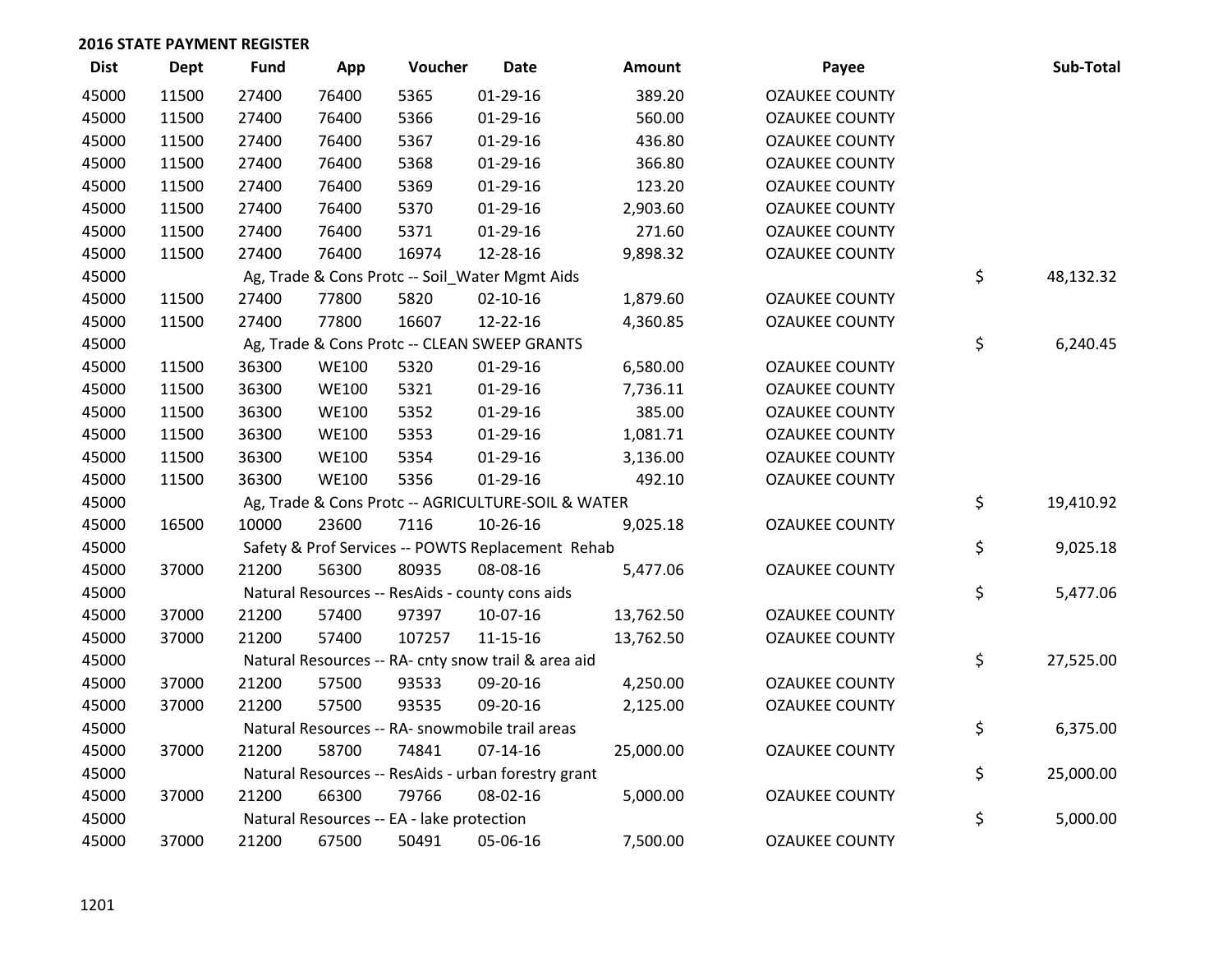## 2016 STATE PAYMENT REGISTER

| Dist | Dept | Fund | App | Voucher | Date | Amount | Payee | | Sub-Total |
|---|---|---|---|---|---|---|---|---|---|
| 45000 | 11500 | 27400 | 76400 | 5365 | 01-29-16 | 389.20 | OZAUKEE COUNTY | | |
| 45000 | 11500 | 27400 | 76400 | 5366 | 01-29-16 | 560.00 | OZAUKEE COUNTY | | |
| 45000 | 11500 | 27400 | 76400 | 5367 | 01-29-16 | 436.80 | OZAUKEE COUNTY | | |
| 45000 | 11500 | 27400 | 76400 | 5368 | 01-29-16 | 366.80 | OZAUKEE COUNTY | | |
| 45000 | 11500 | 27400 | 76400 | 5369 | 01-29-16 | 123.20 | OZAUKEE COUNTY | | |
| 45000 | 11500 | 27400 | 76400 | 5370 | 01-29-16 | 2,903.60 | OZAUKEE COUNTY | | |
| 45000 | 11500 | 27400 | 76400 | 5371 | 01-29-16 | 271.60 | OZAUKEE COUNTY | | |
| 45000 | 11500 | 27400 | 76400 | 16974 | 12-28-16 | 9,898.32 | OZAUKEE COUNTY | | |
| 45000 | | Ag, Trade & Cons Protc -- Soil_Water Mgmt Aids | | | | | | $ | 48,132.32 |
| 45000 | 11500 | 27400 | 77800 | 5820 | 02-10-16 | 1,879.60 | OZAUKEE COUNTY | | |
| 45000 | 11500 | 27400 | 77800 | 16607 | 12-22-16 | 4,360.85 | OZAUKEE COUNTY | | |
| 45000 | | Ag, Trade & Cons Protc -- CLEAN SWEEP GRANTS | | | | | | $ | 6,240.45 |
| 45000 | 11500 | 36300 | WE100 | 5320 | 01-29-16 | 6,580.00 | OZAUKEE COUNTY | | |
| 45000 | 11500 | 36300 | WE100 | 5321 | 01-29-16 | 7,736.11 | OZAUKEE COUNTY | | |
| 45000 | 11500 | 36300 | WE100 | 5352 | 01-29-16 | 385.00 | OZAUKEE COUNTY | | |
| 45000 | 11500 | 36300 | WE100 | 5353 | 01-29-16 | 1,081.71 | OZAUKEE COUNTY | | |
| 45000 | 11500 | 36300 | WE100 | 5354 | 01-29-16 | 3,136.00 | OZAUKEE COUNTY | | |
| 45000 | 11500 | 36300 | WE100 | 5356 | 01-29-16 | 492.10 | OZAUKEE COUNTY | | |
| 45000 | | Ag, Trade & Cons Protc -- AGRICULTURE-SOIL & WATER | | | | | | $ | 19,410.92 |
| 45000 | 16500 | 10000 | 23600 | 7116 | 10-26-16 | 9,025.18 | OZAUKEE COUNTY | | |
| 45000 | | Safety & Prof Services -- POWTS Replacement Rehab | | | | | | $ | 9,025.18 |
| 45000 | 37000 | 21200 | 56300 | 80935 | 08-08-16 | 5,477.06 | OZAUKEE COUNTY | | |
| 45000 | | Natural Resources -- ResAids - county cons aids | | | | | | $ | 5,477.06 |
| 45000 | 37000 | 21200 | 57400 | 97397 | 10-07-16 | 13,762.50 | OZAUKEE COUNTY | | |
| 45000 | 37000 | 21200 | 57400 | 107257 | 11-15-16 | 13,762.50 | OZAUKEE COUNTY | | |
| 45000 | | Natural Resources -- RA- cnty snow trail & area aid | | | | | | $ | 27,525.00 |
| 45000 | 37000 | 21200 | 57500 | 93533 | 09-20-16 | 4,250.00 | OZAUKEE COUNTY | | |
| 45000 | 37000 | 21200 | 57500 | 93535 | 09-20-16 | 2,125.00 | OZAUKEE COUNTY | | |
| 45000 | | Natural Resources -- RA- snowmobile trail areas | | | | | | $ | 6,375.00 |
| 45000 | 37000 | 21200 | 58700 | 74841 | 07-14-16 | 25,000.00 | OZAUKEE COUNTY | | |
| 45000 | | Natural Resources -- ResAids - urban forestry grant | | | | | | $ | 25,000.00 |
| 45000 | 37000 | 21200 | 66300 | 79766 | 08-02-16 | 5,000.00 | OZAUKEE COUNTY | | |
| 45000 | | Natural Resources -- EA - lake protection | | | | | | $ | 5,000.00 |
| 45000 | 37000 | 21200 | 67500 | 50491 | 05-06-16 | 7,500.00 | OZAUKEE COUNTY | | |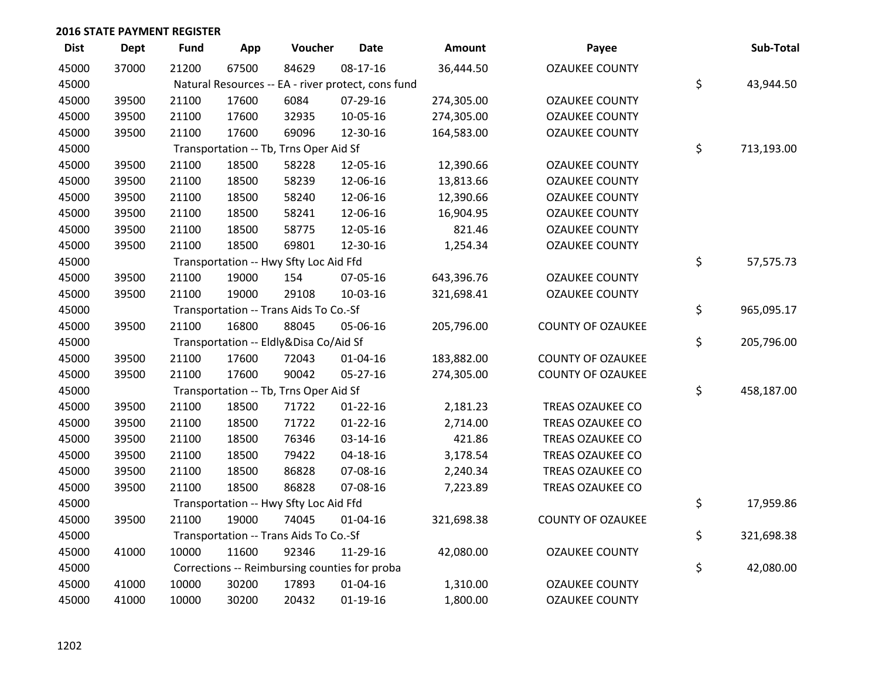## 2016 STATE PAYMENT REGISTER

| Dist | Dept | Fund | App | Voucher | Date | Amount | Payee | Sub-Total |
|---|---|---|---|---|---|---|---|---|
| 45000 | 37000 | 21200 | 67500 | 84629 | 08-17-16 | 36,444.50 | OZAUKEE COUNTY | |
| 45000 | | Natural Resources -- EA - river protect, cons fund | | | | | | $ 43,944.50 |
| 45000 | 39500 | 21100 | 17600 | 6084 | 07-29-16 | 274,305.00 | OZAUKEE COUNTY | |
| 45000 | 39500 | 21100 | 17600 | 32935 | 10-05-16 | 274,305.00 | OZAUKEE COUNTY | |
| 45000 | 39500 | 21100 | 17600 | 69096 | 12-30-16 | 164,583.00 | OZAUKEE COUNTY | |
| 45000 | | Transportation -- Tb, Trns Oper Aid Sf | | | | | | $ 713,193.00 |
| 45000 | 39500 | 21100 | 18500 | 58228 | 12-05-16 | 12,390.66 | OZAUKEE COUNTY | |
| 45000 | 39500 | 21100 | 18500 | 58239 | 12-06-16 | 13,813.66 | OZAUKEE COUNTY | |
| 45000 | 39500 | 21100 | 18500 | 58240 | 12-06-16 | 12,390.66 | OZAUKEE COUNTY | |
| 45000 | 39500 | 21100 | 18500 | 58241 | 12-06-16 | 16,904.95 | OZAUKEE COUNTY | |
| 45000 | 39500 | 21100 | 18500 | 58775 | 12-05-16 | 821.46 | OZAUKEE COUNTY | |
| 45000 | 39500 | 21100 | 18500 | 69801 | 12-30-16 | 1,254.34 | OZAUKEE COUNTY | |
| 45000 | | Transportation -- Hwy Sfty Loc Aid Ffd | | | | | | $ 57,575.73 |
| 45000 | 39500 | 21100 | 19000 | 154 | 07-05-16 | 643,396.76 | OZAUKEE COUNTY | |
| 45000 | 39500 | 21100 | 19000 | 29108 | 10-03-16 | 321,698.41 | OZAUKEE COUNTY | |
| 45000 | | Transportation -- Trans Aids To Co.-Sf | | | | | | $ 965,095.17 |
| 45000 | 39500 | 21100 | 16800 | 88045 | 05-06-16 | 205,796.00 | COUNTY OF OZAUKEE | |
| 45000 | | Transportation -- Eldly&Disa Co/Aid Sf | | | | | | $ 205,796.00 |
| 45000 | 39500 | 21100 | 17600 | 72043 | 01-04-16 | 183,882.00 | COUNTY OF OZAUKEE | |
| 45000 | 39500 | 21100 | 17600 | 90042 | 05-27-16 | 274,305.00 | COUNTY OF OZAUKEE | |
| 45000 | | Transportation -- Tb, Trns Oper Aid Sf | | | | | | $ 458,187.00 |
| 45000 | 39500 | 21100 | 18500 | 71722 | 01-22-16 | 2,181.23 | TREAS OZAUKEE CO | |
| 45000 | 39500 | 21100 | 18500 | 71722 | 01-22-16 | 2,714.00 | TREAS OZAUKEE CO | |
| 45000 | 39500 | 21100 | 18500 | 76346 | 03-14-16 | 421.86 | TREAS OZAUKEE CO | |
| 45000 | 39500 | 21100 | 18500 | 79422 | 04-18-16 | 3,178.54 | TREAS OZAUKEE CO | |
| 45000 | 39500 | 21100 | 18500 | 86828 | 07-08-16 | 2,240.34 | TREAS OZAUKEE CO | |
| 45000 | 39500 | 21100 | 18500 | 86828 | 07-08-16 | 7,223.89 | TREAS OZAUKEE CO | |
| 45000 | | Transportation -- Hwy Sfty Loc Aid Ffd | | | | | | $ 17,959.86 |
| 45000 | 39500 | 21100 | 19000 | 74045 | 01-04-16 | 321,698.38 | COUNTY OF OZAUKEE | |
| 45000 | | Transportation -- Trans Aids To Co.-Sf | | | | | | $ 321,698.38 |
| 45000 | 41000 | 10000 | 11600 | 92346 | 11-29-16 | 42,080.00 | OZAUKEE COUNTY | |
| 45000 | | Corrections -- Reimbursing counties for proba | | | | | | $ 42,080.00 |
| 45000 | 41000 | 10000 | 30200 | 17893 | 01-04-16 | 1,310.00 | OZAUKEE COUNTY | |
| 45000 | 41000 | 10000 | 30200 | 20432 | 01-19-16 | 1,800.00 | OZAUKEE COUNTY | |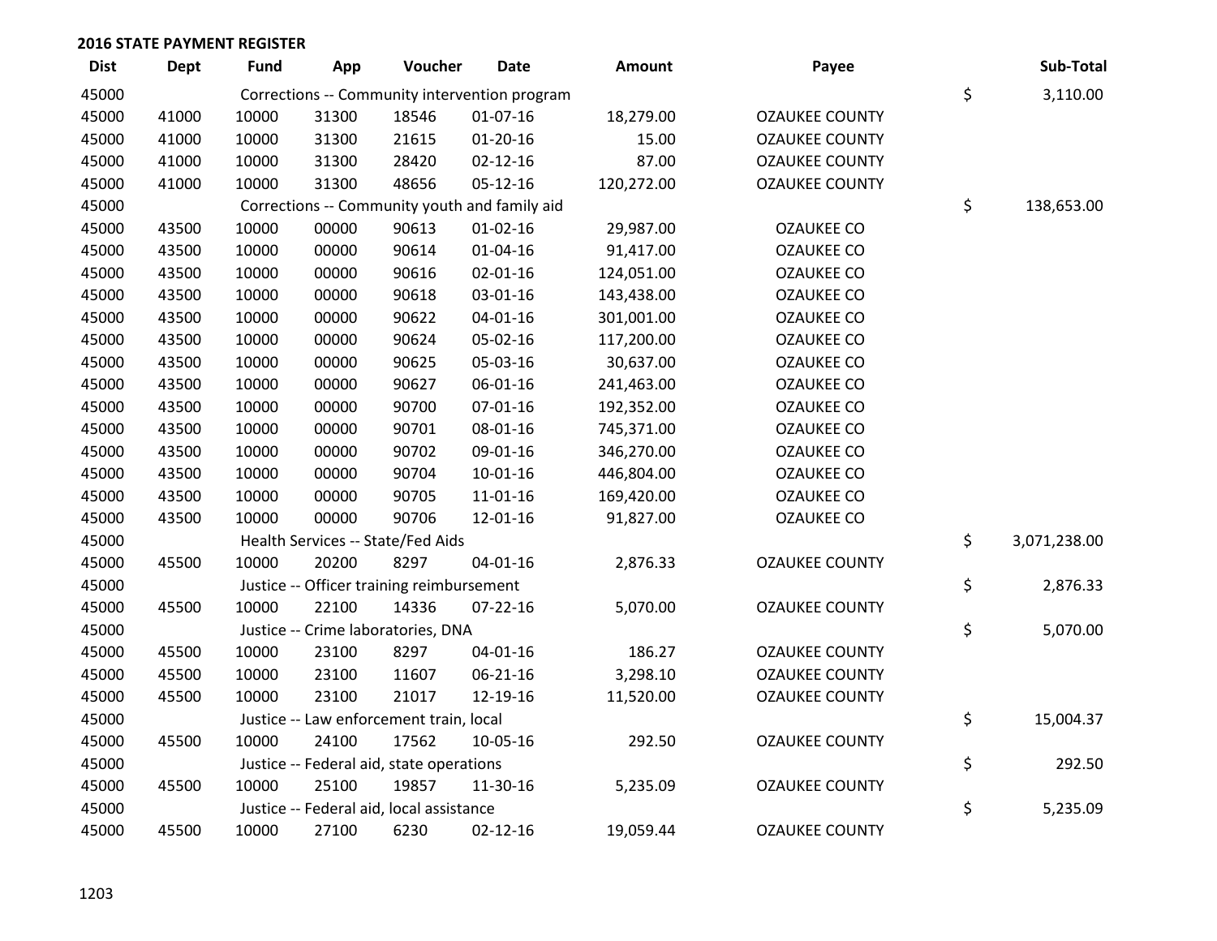**2016 STATE PAYMENT REGISTER**

| Dist | Dept | Fund | App | Voucher | Date | Amount | Payee | | Sub-Total |
|---|---|---|---|---|---|---|---|---|---|
| 45000 | | Corrections -- Community intervention program | | | | | | $ | 3,110.00 |
| 45000 | 41000 | 10000 | 31300 | 18546 | 01-07-16 | 18,279.00 | OZAUKEE COUNTY | | |
| 45000 | 41000 | 10000 | 31300 | 21615 | 01-20-16 | 15.00 | OZAUKEE COUNTY | | |
| 45000 | 41000 | 10000 | 31300 | 28420 | 02-12-16 | 87.00 | OZAUKEE COUNTY | | |
| 45000 | 41000 | 10000 | 31300 | 48656 | 05-12-16 | 120,272.00 | OZAUKEE COUNTY | | |
| 45000 | | Corrections -- Community youth and family aid | | | | | | $ | 138,653.00 |
| 45000 | 43500 | 10000 | 00000 | 90613 | 01-02-16 | 29,987.00 | OZAUKEE CO | | |
| 45000 | 43500 | 10000 | 00000 | 90614 | 01-04-16 | 91,417.00 | OZAUKEE CO | | |
| 45000 | 43500 | 10000 | 00000 | 90616 | 02-01-16 | 124,051.00 | OZAUKEE CO | | |
| 45000 | 43500 | 10000 | 00000 | 90618 | 03-01-16 | 143,438.00 | OZAUKEE CO | | |
| 45000 | 43500 | 10000 | 00000 | 90622 | 04-01-16 | 301,001.00 | OZAUKEE CO | | |
| 45000 | 43500 | 10000 | 00000 | 90624 | 05-02-16 | 117,200.00 | OZAUKEE CO | | |
| 45000 | 43500 | 10000 | 00000 | 90625 | 05-03-16 | 30,637.00 | OZAUKEE CO | | |
| 45000 | 43500 | 10000 | 00000 | 90627 | 06-01-16 | 241,463.00 | OZAUKEE CO | | |
| 45000 | 43500 | 10000 | 00000 | 90700 | 07-01-16 | 192,352.00 | OZAUKEE CO | | |
| 45000 | 43500 | 10000 | 00000 | 90701 | 08-01-16 | 745,371.00 | OZAUKEE CO | | |
| 45000 | 43500 | 10000 | 00000 | 90702 | 09-01-16 | 346,270.00 | OZAUKEE CO | | |
| 45000 | 43500 | 10000 | 00000 | 90704 | 10-01-16 | 446,804.00 | OZAUKEE CO | | |
| 45000 | 43500 | 10000 | 00000 | 90705 | 11-01-16 | 169,420.00 | OZAUKEE CO | | |
| 45000 | 43500 | 10000 | 00000 | 90706 | 12-01-16 | 91,827.00 | OZAUKEE CO | | |
| 45000 | | Health Services -- State/Fed Aids | | | | | | $ | 3,071,238.00 |
| 45000 | 45500 | 10000 | 20200 | 8297 | 04-01-16 | 2,876.33 | OZAUKEE COUNTY | | |
| 45000 | | Justice -- Officer training reimbursement | | | | | | $ | 2,876.33 |
| 45000 | 45500 | 10000 | 22100 | 14336 | 07-22-16 | 5,070.00 | OZAUKEE COUNTY | | |
| 45000 | | Justice -- Crime laboratories, DNA | | | | | | $ | 5,070.00 |
| 45000 | 45500 | 10000 | 23100 | 8297 | 04-01-16 | 186.27 | OZAUKEE COUNTY | | |
| 45000 | 45500 | 10000 | 23100 | 11607 | 06-21-16 | 3,298.10 | OZAUKEE COUNTY | | |
| 45000 | 45500 | 10000 | 23100 | 21017 | 12-19-16 | 11,520.00 | OZAUKEE COUNTY | | |
| 45000 | | Justice -- Law enforcement train, local | | | | | | $ | 15,004.37 |
| 45000 | 45500 | 10000 | 24100 | 17562 | 10-05-16 | 292.50 | OZAUKEE COUNTY | | |
| 45000 | | Justice -- Federal aid, state operations | | | | | | $ | 292.50 |
| 45000 | 45500 | 10000 | 25100 | 19857 | 11-30-16 | 5,235.09 | OZAUKEE COUNTY | | |
| 45000 | | Justice -- Federal aid, local assistance | | | | | | $ | 5,235.09 |
| 45000 | 45500 | 10000 | 27100 | 6230 | 02-12-16 | 19,059.44 | OZAUKEE COUNTY | | |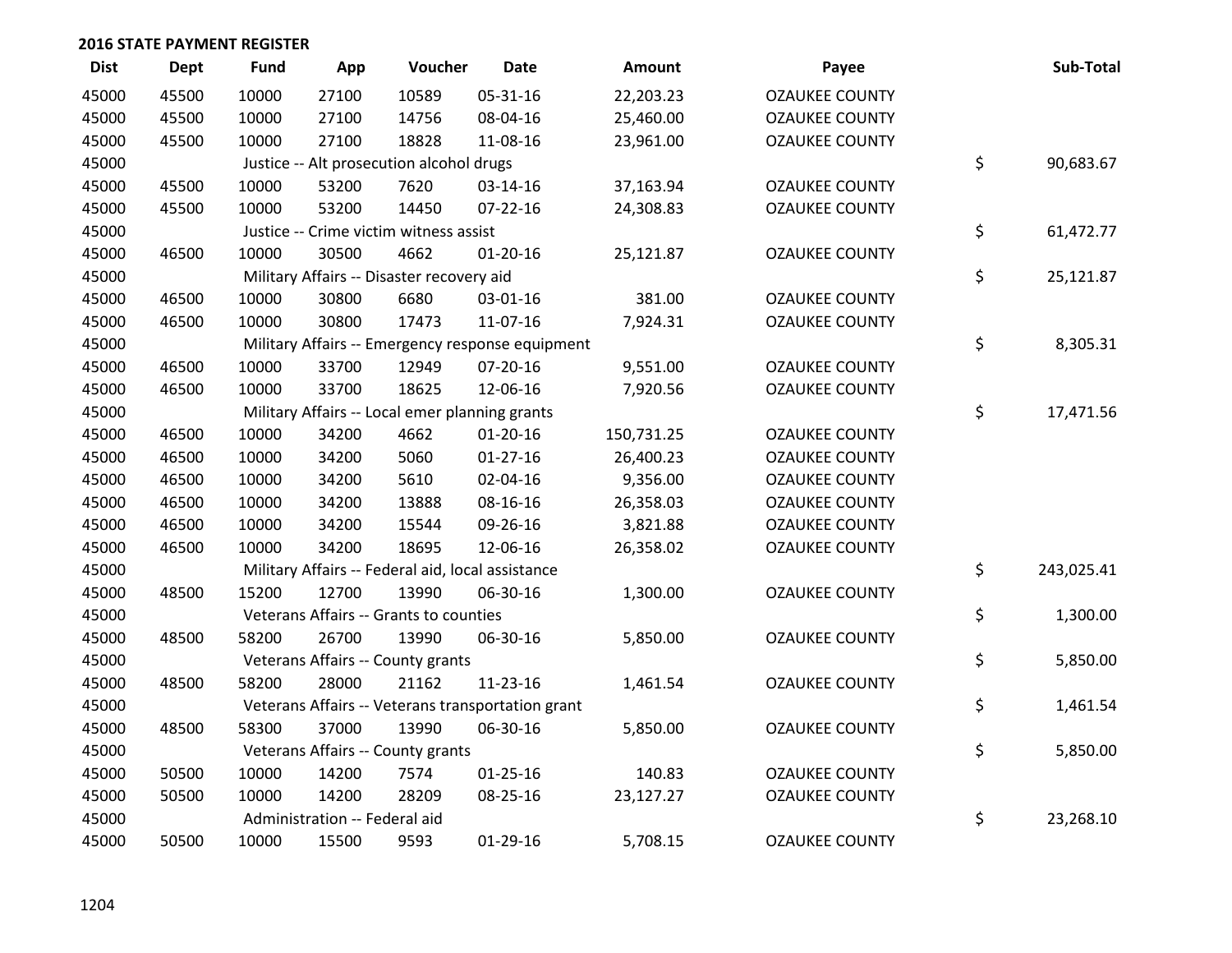## 2016 STATE PAYMENT REGISTER

| Dist | Dept | Fund | App | Voucher | Date | Amount | Payee | | Sub-Total |
|---|---|---|---|---|---|---|---|---|---|
| 45000 | 45500 | 10000 | 27100 | 10589 | 05-31-16 | 22,203.23 | OZAUKEE COUNTY | | |
| 45000 | 45500 | 10000 | 27100 | 14756 | 08-04-16 | 25,460.00 | OZAUKEE COUNTY | | |
| 45000 | 45500 | 10000 | 27100 | 18828 | 11-08-16 | 23,961.00 | OZAUKEE COUNTY | | |
| 45000 | | Justice -- Alt prosecution alcohol drugs | | | | | | $ | 90,683.67 |
| 45000 | 45500 | 10000 | 53200 | 7620 | 03-14-16 | 37,163.94 | OZAUKEE COUNTY | | |
| 45000 | 45500 | 10000 | 53200 | 14450 | 07-22-16 | 24,308.83 | OZAUKEE COUNTY | | |
| 45000 | | Justice -- Crime victim witness assist | | | | | | $ | 61,472.77 |
| 45000 | 46500 | 10000 | 30500 | 4662 | 01-20-16 | 25,121.87 | OZAUKEE COUNTY | | |
| 45000 | | Military Affairs -- Disaster recovery aid | | | | | | $ | 25,121.87 |
| 45000 | 46500 | 10000 | 30800 | 6680 | 03-01-16 | 381.00 | OZAUKEE COUNTY | | |
| 45000 | 46500 | 10000 | 30800 | 17473 | 11-07-16 | 7,924.31 | OZAUKEE COUNTY | | |
| 45000 | | Military Affairs -- Emergency response equipment | | | | | | $ | 8,305.31 |
| 45000 | 46500 | 10000 | 33700 | 12949 | 07-20-16 | 9,551.00 | OZAUKEE COUNTY | | |
| 45000 | 46500 | 10000 | 33700 | 18625 | 12-06-16 | 7,920.56 | OZAUKEE COUNTY | | |
| 45000 | | Military Affairs -- Local emer planning grants | | | | | | $ | 17,471.56 |
| 45000 | 46500 | 10000 | 34200 | 4662 | 01-20-16 | 150,731.25 | OZAUKEE COUNTY | | |
| 45000 | 46500 | 10000 | 34200 | 5060 | 01-27-16 | 26,400.23 | OZAUKEE COUNTY | | |
| 45000 | 46500 | 10000 | 34200 | 5610 | 02-04-16 | 9,356.00 | OZAUKEE COUNTY | | |
| 45000 | 46500 | 10000 | 34200 | 13888 | 08-16-16 | 26,358.03 | OZAUKEE COUNTY | | |
| 45000 | 46500 | 10000 | 34200 | 15544 | 09-26-16 | 3,821.88 | OZAUKEE COUNTY | | |
| 45000 | 46500 | 10000 | 34200 | 18695 | 12-06-16 | 26,358.02 | OZAUKEE COUNTY | | |
| 45000 | | Military Affairs -- Federal aid, local assistance | | | | | | $ | 243,025.41 |
| 45000 | 48500 | 15200 | 12700 | 13990 | 06-30-16 | 1,300.00 | OZAUKEE COUNTY | | |
| 45000 | | Veterans Affairs -- Grants to counties | | | | | | $ | 1,300.00 |
| 45000 | 48500 | 58200 | 26700 | 13990 | 06-30-16 | 5,850.00 | OZAUKEE COUNTY | | |
| 45000 | | Veterans Affairs -- County grants | | | | | | $ | 5,850.00 |
| 45000 | 48500 | 58200 | 28000 | 21162 | 11-23-16 | 1,461.54 | OZAUKEE COUNTY | | |
| 45000 | | Veterans Affairs -- Veterans transportation grant | | | | | | $ | 1,461.54 |
| 45000 | 48500 | 58300 | 37000 | 13990 | 06-30-16 | 5,850.00 | OZAUKEE COUNTY | | |
| 45000 | | Veterans Affairs -- County grants | | | | | | $ | 5,850.00 |
| 45000 | 50500 | 10000 | 14200 | 7574 | 01-25-16 | 140.83 | OZAUKEE COUNTY | | |
| 45000 | 50500 | 10000 | 14200 | 28209 | 08-25-16 | 23,127.27 | OZAUKEE COUNTY | | |
| 45000 | | Administration -- Federal aid | | | | | | $ | 23,268.10 |
| 45000 | 50500 | 10000 | 15500 | 9593 | 01-29-16 | 5,708.15 | OZAUKEE COUNTY | | |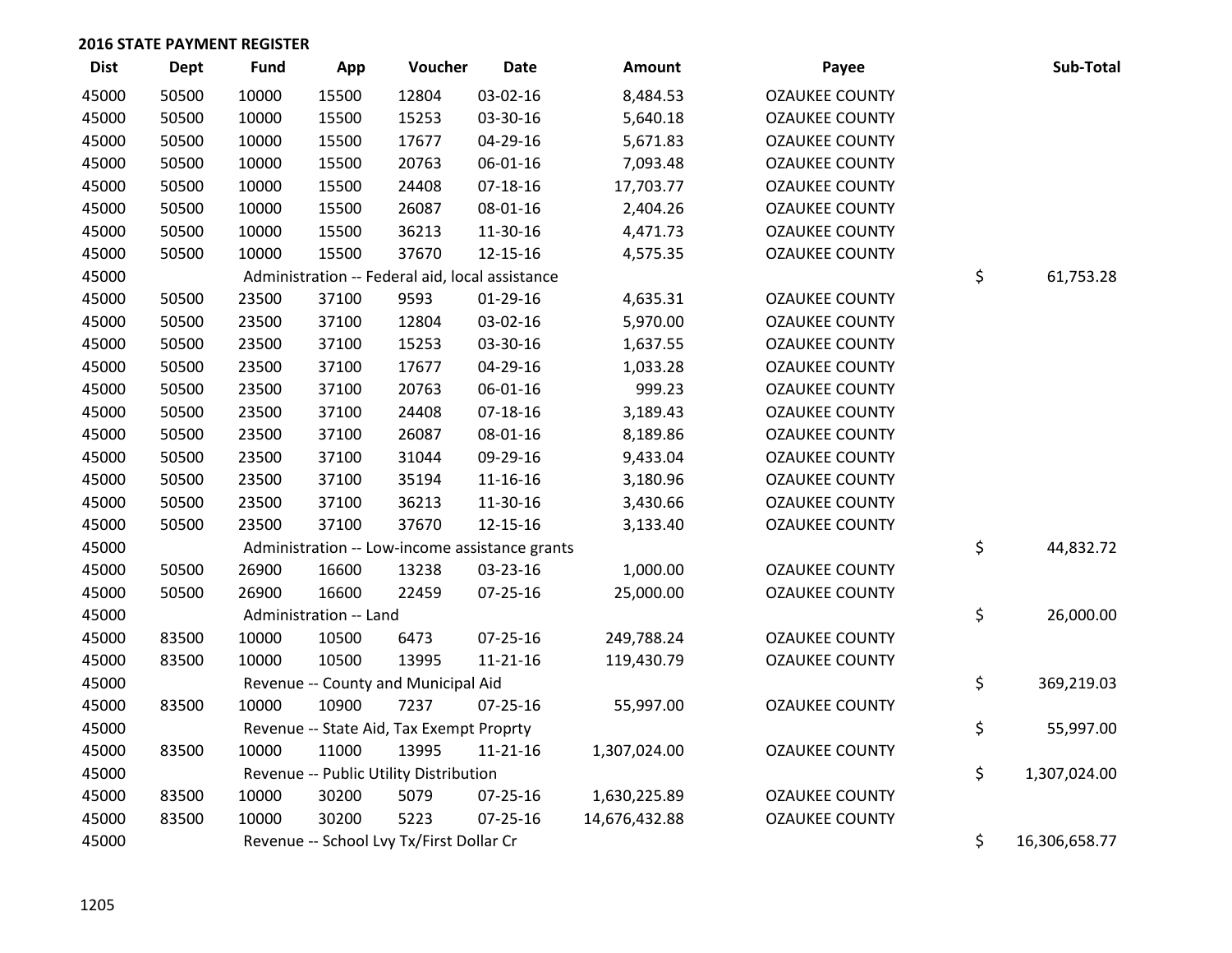## 2016 STATE PAYMENT REGISTER

| Dist | Dept | Fund | App | Voucher | Date | Amount | Payee | Sub-Total |
|---|---|---|---|---|---|---|---|---|
| 45000 | 50500 | 10000 | 15500 | 12804 | 03-02-16 | 8,484.53 | OZAUKEE COUNTY | |
| 45000 | 50500 | 10000 | 15500 | 15253 | 03-30-16 | 5,640.18 | OZAUKEE COUNTY | |
| 45000 | 50500 | 10000 | 15500 | 17677 | 04-29-16 | 5,671.83 | OZAUKEE COUNTY | |
| 45000 | 50500 | 10000 | 15500 | 20763 | 06-01-16 | 7,093.48 | OZAUKEE COUNTY | |
| 45000 | 50500 | 10000 | 15500 | 24408 | 07-18-16 | 17,703.77 | OZAUKEE COUNTY | |
| 45000 | 50500 | 10000 | 15500 | 26087 | 08-01-16 | 2,404.26 | OZAUKEE COUNTY | |
| 45000 | 50500 | 10000 | 15500 | 36213 | 11-30-16 | 4,471.73 | OZAUKEE COUNTY | |
| 45000 | 50500 | 10000 | 15500 | 37670 | 12-15-16 | 4,575.35 | OZAUKEE COUNTY | |
| 45000 | | Administration -- Federal aid, local assistance | | | | | | $ 61,753.28 |
| 45000 | 50500 | 23500 | 37100 | 9593 | 01-29-16 | 4,635.31 | OZAUKEE COUNTY | |
| 45000 | 50500 | 23500 | 37100 | 12804 | 03-02-16 | 5,970.00 | OZAUKEE COUNTY | |
| 45000 | 50500 | 23500 | 37100 | 15253 | 03-30-16 | 1,637.55 | OZAUKEE COUNTY | |
| 45000 | 50500 | 23500 | 37100 | 17677 | 04-29-16 | 1,033.28 | OZAUKEE COUNTY | |
| 45000 | 50500 | 23500 | 37100 | 20763 | 06-01-16 | 999.23 | OZAUKEE COUNTY | |
| 45000 | 50500 | 23500 | 37100 | 24408 | 07-18-16 | 3,189.43 | OZAUKEE COUNTY | |
| 45000 | 50500 | 23500 | 37100 | 26087 | 08-01-16 | 8,189.86 | OZAUKEE COUNTY | |
| 45000 | 50500 | 23500 | 37100 | 31044 | 09-29-16 | 9,433.04 | OZAUKEE COUNTY | |
| 45000 | 50500 | 23500 | 37100 | 35194 | 11-16-16 | 3,180.96 | OZAUKEE COUNTY | |
| 45000 | 50500 | 23500 | 37100 | 36213 | 11-30-16 | 3,430.66 | OZAUKEE COUNTY | |
| 45000 | 50500 | 23500 | 37100 | 37670 | 12-15-16 | 3,133.40 | OZAUKEE COUNTY | |
| 45000 | | Administration -- Low-income assistance grants | | | | | | $ 44,832.72 |
| 45000 | 50500 | 26900 | 16600 | 13238 | 03-23-16 | 1,000.00 | OZAUKEE COUNTY | |
| 45000 | 50500 | 26900 | 16600 | 22459 | 07-25-16 | 25,000.00 | OZAUKEE COUNTY | |
| 45000 | | Administration -- Land | | | | | | $ 26,000.00 |
| 45000 | 83500 | 10000 | 10500 | 6473 | 07-25-16 | 249,788.24 | OZAUKEE COUNTY | |
| 45000 | 83500 | 10000 | 10500 | 13995 | 11-21-16 | 119,430.79 | OZAUKEE COUNTY | |
| 45000 | | Revenue -- County and Municipal Aid | | | | | | $ 369,219.03 |
| 45000 | 83500 | 10000 | 10900 | 7237 | 07-25-16 | 55,997.00 | OZAUKEE COUNTY | |
| 45000 | | Revenue -- State Aid, Tax Exempt Proprty | | | | | | $ 55,997.00 |
| 45000 | 83500 | 10000 | 11000 | 13995 | 11-21-16 | 1,307,024.00 | OZAUKEE COUNTY | |
| 45000 | | Revenue -- Public Utility Distribution | | | | | | $ 1,307,024.00 |
| 45000 | 83500 | 10000 | 30200 | 5079 | 07-25-16 | 1,630,225.89 | OZAUKEE COUNTY | |
| 45000 | 83500 | 10000 | 30200 | 5223 | 07-25-16 | 14,676,432.88 | OZAUKEE COUNTY | |
| 45000 | | Revenue -- School Lvy Tx/First Dollar Cr | | | | | | $ 16,306,658.77 |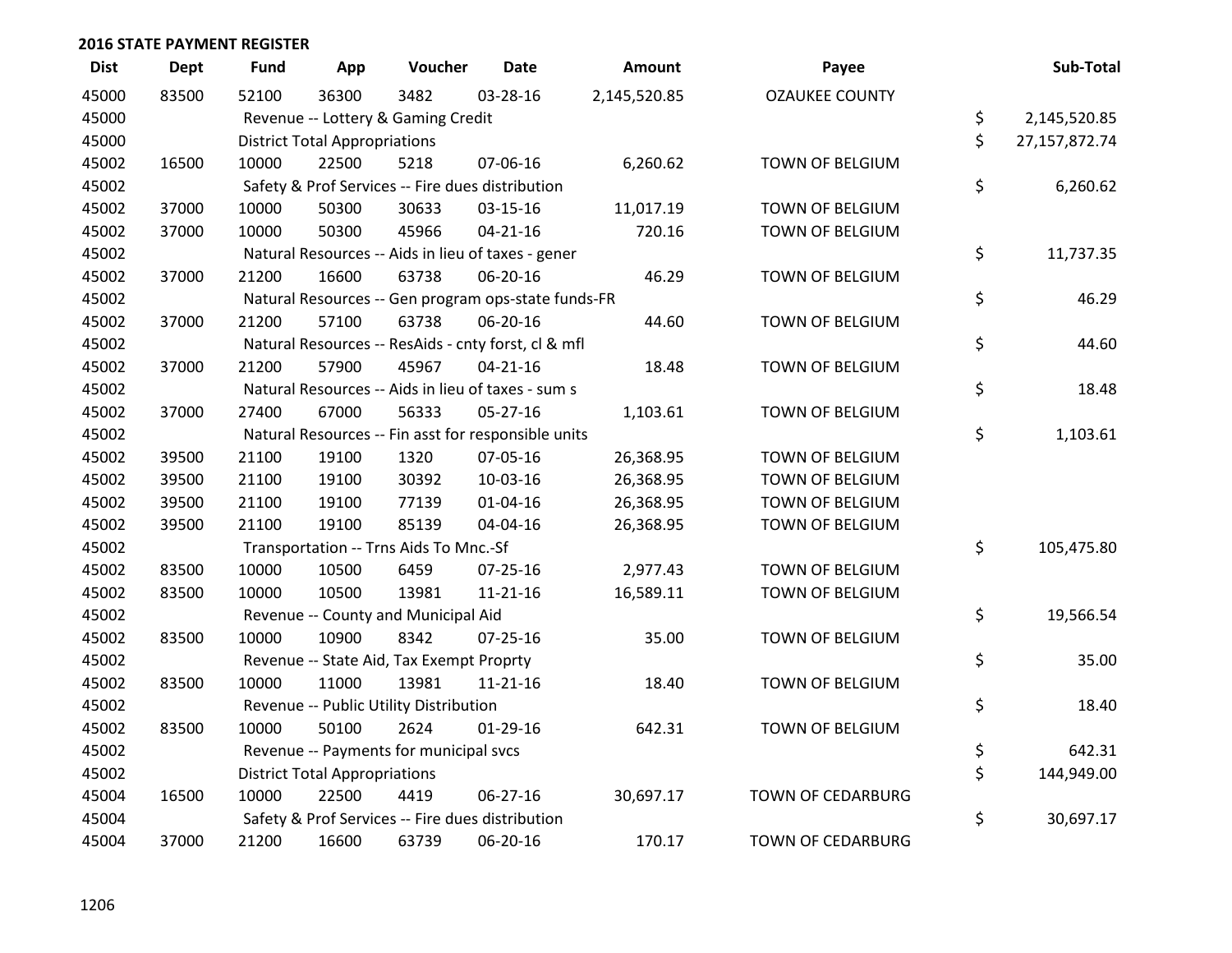## 2016 STATE PAYMENT REGISTER

| Dist | Dept | Fund | App | Voucher | Date | Amount | Payee | | Sub-Total |
|---|---|---|---|---|---|---|---|---|---|
| 45000 | 83500 | 52100 | 36300 | 3482 | 03-28-16 | 2,145,520.85 | OZAUKEE COUNTY | | |
| 45000 | | Revenue -- Lottery & Gaming Credit | | | | | | $ | 2,145,520.85 |
| 45000 | | District Total Appropriations | | | | | | $ | 27,157,872.74 |
| 45002 | 16500 | 10000 | 22500 | 5218 | 07-06-16 | 6,260.62 | TOWN OF BELGIUM | | |
| 45002 | | Safety & Prof Services -- Fire dues distribution | | | | | | $ | 6,260.62 |
| 45002 | 37000 | 10000 | 50300 | 30633 | 03-15-16 | 11,017.19 | TOWN OF BELGIUM | | |
| 45002 | 37000 | 10000 | 50300 | 45966 | 04-21-16 | 720.16 | TOWN OF BELGIUM | | |
| 45002 | | Natural Resources -- Aids in lieu of taxes - gener | | | | | | $ | 11,737.35 |
| 45002 | 37000 | 21200 | 16600 | 63738 | 06-20-16 | 46.29 | TOWN OF BELGIUM | | |
| 45002 | | Natural Resources -- Gen program ops-state funds-FR | | | | | | $ | 46.29 |
| 45002 | 37000 | 21200 | 57100 | 63738 | 06-20-16 | 44.60 | TOWN OF BELGIUM | | |
| 45002 | | Natural Resources -- ResAids - cnty forst, cl & mfl | | | | | | $ | 44.60 |
| 45002 | 37000 | 21200 | 57900 | 45967 | 04-21-16 | 18.48 | TOWN OF BELGIUM | | |
| 45002 | | Natural Resources -- Aids in lieu of taxes - sum s | | | | | | $ | 18.48 |
| 45002 | 37000 | 27400 | 67000 | 56333 | 05-27-16 | 1,103.61 | TOWN OF BELGIUM | | |
| 45002 | | Natural Resources -- Fin asst for responsible units | | | | | | $ | 1,103.61 |
| 45002 | 39500 | 21100 | 19100 | 1320 | 07-05-16 | 26,368.95 | TOWN OF BELGIUM | | |
| 45002 | 39500 | 21100 | 19100 | 30392 | 10-03-16 | 26,368.95 | TOWN OF BELGIUM | | |
| 45002 | 39500 | 21100 | 19100 | 77139 | 01-04-16 | 26,368.95 | TOWN OF BELGIUM | | |
| 45002 | 39500 | 21100 | 19100 | 85139 | 04-04-16 | 26,368.95 | TOWN OF BELGIUM | | |
| 45002 | | Transportation -- Trns Aids To Mnc.-Sf | | | | | | $ | 105,475.80 |
| 45002 | 83500 | 10000 | 10500 | 6459 | 07-25-16 | 2,977.43 | TOWN OF BELGIUM | | |
| 45002 | 83500 | 10000 | 10500 | 13981 | 11-21-16 | 16,589.11 | TOWN OF BELGIUM | | |
| 45002 | | Revenue -- County and Municipal Aid | | | | | | $ | 19,566.54 |
| 45002 | 83500 | 10000 | 10900 | 8342 | 07-25-16 | 35.00 | TOWN OF BELGIUM | | |
| 45002 | | Revenue -- State Aid, Tax Exempt Proprty | | | | | | $ | 35.00 |
| 45002 | 83500 | 10000 | 11000 | 13981 | 11-21-16 | 18.40 | TOWN OF BELGIUM | | |
| 45002 | | Revenue -- Public Utility Distribution | | | | | | $ | 18.40 |
| 45002 | 83500 | 10000 | 50100 | 2624 | 01-29-16 | 642.31 | TOWN OF BELGIUM | | |
| 45002 | | Revenue -- Payments for municipal svcs | | | | | | $ | 642.31 |
| 45002 | | District Total Appropriations | | | | | | $ | 144,949.00 |
| 45004 | 16500 | 10000 | 22500 | 4419 | 06-27-16 | 30,697.17 | TOWN OF CEDARBURG | | |
| 45004 | | Safety & Prof Services -- Fire dues distribution | | | | | | $ | 30,697.17 |
| 45004 | 37000 | 21200 | 16600 | 63739 | 06-20-16 | 170.17 | TOWN OF CEDARBURG | | |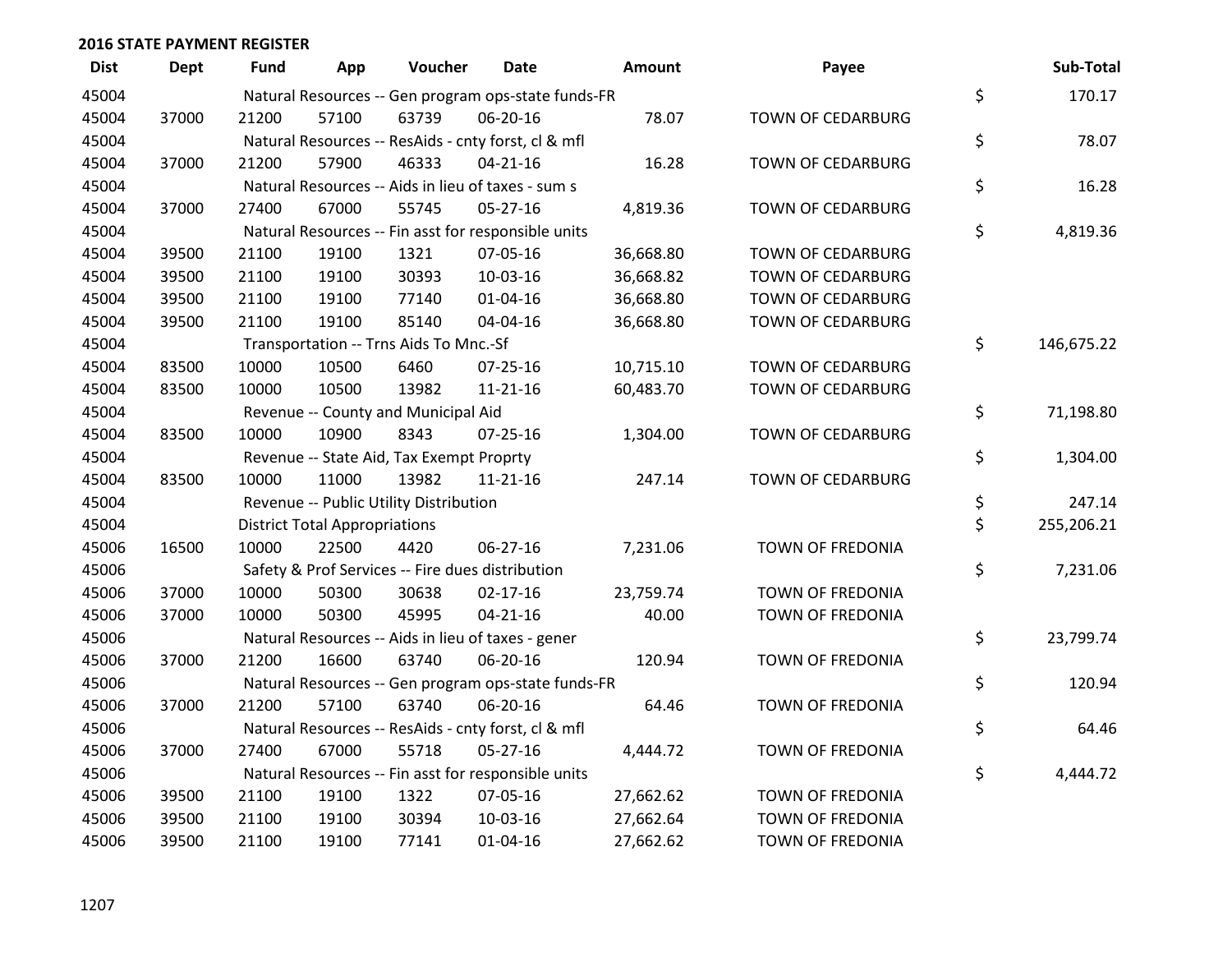## 2016 STATE PAYMENT REGISTER

| Dist | Dept | Fund | App | Voucher | Date | Amount | Payee | | Sub-Total |
|---|---|---|---|---|---|---|---|---|---|
| 45004 | | Natural Resources -- Gen program ops-state funds-FR | | | | | | $ | 170.17 |
| 45004 | 37000 | 21200 | 57100 | 63739 | 06-20-16 | 78.07 | TOWN OF CEDARBURG | | |
| 45004 | | Natural Resources -- ResAids - cnty forst, cl & mfl | | | | | | $ | 78.07 |
| 45004 | 37000 | 21200 | 57900 | 46333 | 04-21-16 | 16.28 | TOWN OF CEDARBURG | | |
| 45004 | | Natural Resources -- Aids in lieu of taxes - sum s | | | | | | $ | 16.28 |
| 45004 | 37000 | 27400 | 67000 | 55745 | 05-27-16 | 4,819.36 | TOWN OF CEDARBURG | | |
| 45004 | | Natural Resources -- Fin asst for responsible units | | | | | | $ | 4,819.36 |
| 45004 | 39500 | 21100 | 19100 | 1321 | 07-05-16 | 36,668.80 | TOWN OF CEDARBURG | | |
| 45004 | 39500 | 21100 | 19100 | 30393 | 10-03-16 | 36,668.82 | TOWN OF CEDARBURG | | |
| 45004 | 39500 | 21100 | 19100 | 77140 | 01-04-16 | 36,668.80 | TOWN OF CEDARBURG | | |
| 45004 | 39500 | 21100 | 19100 | 85140 | 04-04-16 | 36,668.80 | TOWN OF CEDARBURG | | |
| 45004 | | Transportation -- Trns Aids To Mnc.-Sf | | | | | | $ | 146,675.22 |
| 45004 | 83500 | 10000 | 10500 | 6460 | 07-25-16 | 10,715.10 | TOWN OF CEDARBURG | | |
| 45004 | 83500 | 10000 | 10500 | 13982 | 11-21-16 | 60,483.70 | TOWN OF CEDARBURG | | |
| 45004 | | Revenue -- County and Municipal Aid | | | | | | $ | 71,198.80 |
| 45004 | 83500 | 10000 | 10900 | 8343 | 07-25-16 | 1,304.00 | TOWN OF CEDARBURG | | |
| 45004 | | Revenue -- State Aid, Tax Exempt Proprty | | | | | | $ | 1,304.00 |
| 45004 | 83500 | 10000 | 11000 | 13982 | 11-21-16 | 247.14 | TOWN OF CEDARBURG | | |
| 45004 | | Revenue -- Public Utility Distribution | | | | | | $ | 247.14 |
| 45004 | | District Total Appropriations | | | | | | $ | 255,206.21 |
| 45006 | 16500 | 10000 | 22500 | 4420 | 06-27-16 | 7,231.06 | TOWN OF FREDONIA | | |
| 45006 | | Safety & Prof Services -- Fire dues distribution | | | | | | $ | 7,231.06 |
| 45006 | 37000 | 10000 | 50300 | 30638 | 02-17-16 | 23,759.74 | TOWN OF FREDONIA | | |
| 45006 | 37000 | 10000 | 50300 | 45995 | 04-21-16 | 40.00 | TOWN OF FREDONIA | | |
| 45006 | | Natural Resources -- Aids in lieu of taxes - gener | | | | | | $ | 23,799.74 |
| 45006 | 37000 | 21200 | 16600 | 63740 | 06-20-16 | 120.94 | TOWN OF FREDONIA | | |
| 45006 | | Natural Resources -- Gen program ops-state funds-FR | | | | | | $ | 120.94 |
| 45006 | 37000 | 21200 | 57100 | 63740 | 06-20-16 | 64.46 | TOWN OF FREDONIA | | |
| 45006 | | Natural Resources -- ResAids - cnty forst, cl & mfl | | | | | | $ | 64.46 |
| 45006 | 37000 | 27400 | 67000 | 55718 | 05-27-16 | 4,444.72 | TOWN OF FREDONIA | | |
| 45006 | | Natural Resources -- Fin asst for responsible units | | | | | | $ | 4,444.72 |
| 45006 | 39500 | 21100 | 19100 | 1322 | 07-05-16 | 27,662.62 | TOWN OF FREDONIA | | |
| 45006 | 39500 | 21100 | 19100 | 30394 | 10-03-16 | 27,662.64 | TOWN OF FREDONIA | | |
| 45006 | 39500 | 21100 | 19100 | 77141 | 01-04-16 | 27,662.62 | TOWN OF FREDONIA | | |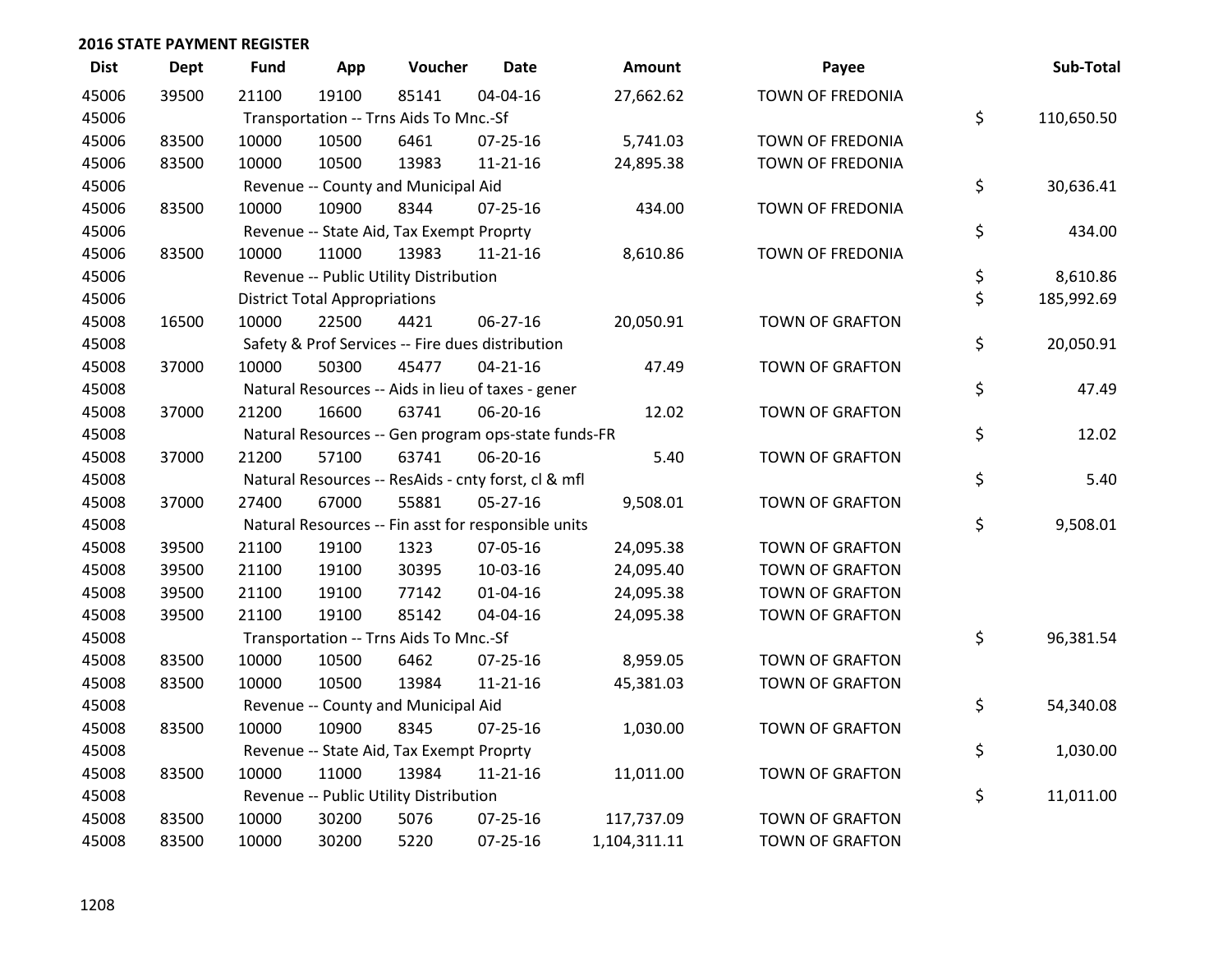## 2016 STATE PAYMENT REGISTER

| Dist | Dept | Fund | App | Voucher | Date | Amount | Payee | Sub-Total |
|---|---|---|---|---|---|---|---|---|
| 45006 | 39500 | 21100 | 19100 | 85141 | 04-04-16 | 27,662.62 | TOWN OF FREDONIA | |
| 45006 | | Transportation -- Trns Aids To Mnc.-Sf | | | | | | $ 110,650.50 |
| 45006 | 83500 | 10000 | 10500 | 6461 | 07-25-16 | 5,741.03 | TOWN OF FREDONIA | |
| 45006 | 83500 | 10000 | 10500 | 13983 | 11-21-16 | 24,895.38 | TOWN OF FREDONIA | |
| 45006 | | Revenue -- County and Municipal Aid | | | | | | $ 30,636.41 |
| 45006 | 83500 | 10000 | 10900 | 8344 | 07-25-16 | 434.00 | TOWN OF FREDONIA | |
| 45006 | | Revenue -- State Aid, Tax Exempt Proprty | | | | | | $ 434.00 |
| 45006 | 83500 | 10000 | 11000 | 13983 | 11-21-16 | 8,610.86 | TOWN OF FREDONIA | |
| 45006 | | Revenue -- Public Utility Distribution | | | | | | $ 8,610.86 |
| 45006 | | District Total Appropriations | | | | | | $ 185,992.69 |
| 45008 | 16500 | 10000 | 22500 | 4421 | 06-27-16 | 20,050.91 | TOWN OF GRAFTON | |
| 45008 | | Safety & Prof Services -- Fire dues distribution | | | | | | $ 20,050.91 |
| 45008 | 37000 | 10000 | 50300 | 45477 | 04-21-16 | 47.49 | TOWN OF GRAFTON | |
| 45008 | | Natural Resources -- Aids in lieu of taxes - gener | | | | | | $ 47.49 |
| 45008 | 37000 | 21200 | 16600 | 63741 | 06-20-16 | 12.02 | TOWN OF GRAFTON | |
| 45008 | | Natural Resources -- Gen program ops-state funds-FR | | | | | | $ 12.02 |
| 45008 | 37000 | 21200 | 57100 | 63741 | 06-20-16 | 5.40 | TOWN OF GRAFTON | |
| 45008 | | Natural Resources -- ResAids - cnty forst, cl & mfl | | | | | | $ 5.40 |
| 45008 | 37000 | 27400 | 67000 | 55881 | 05-27-16 | 9,508.01 | TOWN OF GRAFTON | |
| 45008 | | Natural Resources -- Fin asst for responsible units | | | | | | $ 9,508.01 |
| 45008 | 39500 | 21100 | 19100 | 1323 | 07-05-16 | 24,095.38 | TOWN OF GRAFTON | |
| 45008 | 39500 | 21100 | 19100 | 30395 | 10-03-16 | 24,095.40 | TOWN OF GRAFTON | |
| 45008 | 39500 | 21100 | 19100 | 77142 | 01-04-16 | 24,095.38 | TOWN OF GRAFTON | |
| 45008 | 39500 | 21100 | 19100 | 85142 | 04-04-16 | 24,095.38 | TOWN OF GRAFTON | |
| 45008 | | Transportation -- Trns Aids To Mnc.-Sf | | | | | | $ 96,381.54 |
| 45008 | 83500 | 10000 | 10500 | 6462 | 07-25-16 | 8,959.05 | TOWN OF GRAFTON | |
| 45008 | 83500 | 10000 | 10500 | 13984 | 11-21-16 | 45,381.03 | TOWN OF GRAFTON | |
| 45008 | | Revenue -- County and Municipal Aid | | | | | | $ 54,340.08 |
| 45008 | 83500 | 10000 | 10900 | 8345 | 07-25-16 | 1,030.00 | TOWN OF GRAFTON | |
| 45008 | | Revenue -- State Aid, Tax Exempt Proprty | | | | | | $ 1,030.00 |
| 45008 | 83500 | 10000 | 11000 | 13984 | 11-21-16 | 11,011.00 | TOWN OF GRAFTON | |
| 45008 | | Revenue -- Public Utility Distribution | | | | | | $ 11,011.00 |
| 45008 | 83500 | 10000 | 30200 | 5076 | 07-25-16 | 117,737.09 | TOWN OF GRAFTON | |
| 45008 | 83500 | 10000 | 30200 | 5220 | 07-25-16 | 1,104,311.11 | TOWN OF GRAFTON | |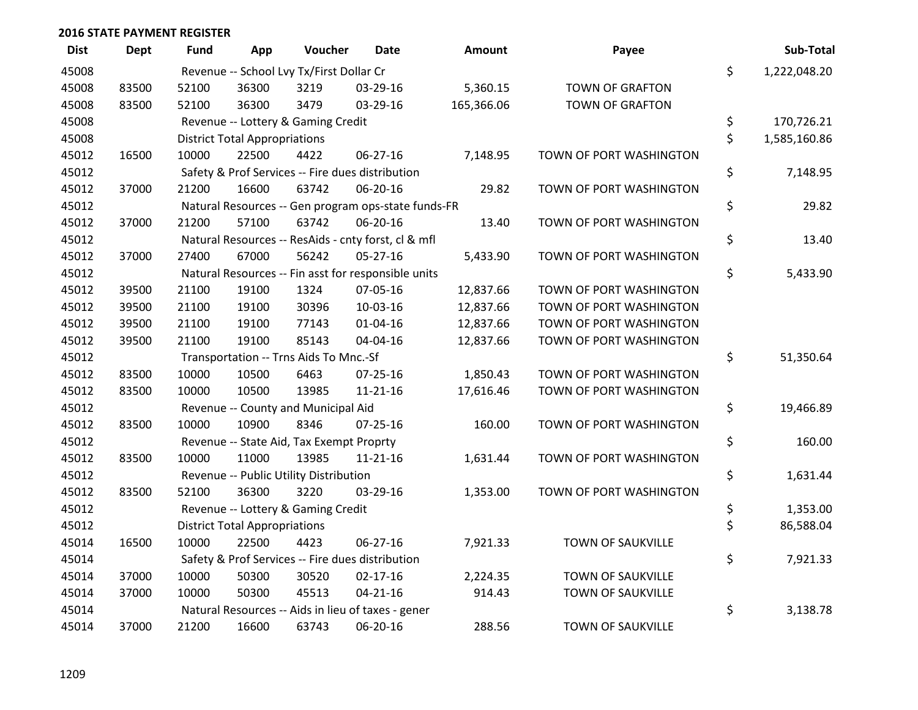## 2016 STATE PAYMENT REGISTER

| Dist | Dept | Fund | App | Voucher | Date | Amount | Payee | Sub-Total |
|---|---|---|---|---|---|---|---|---|
| 45008 | | Revenue -- School Lvy Tx/First Dollar Cr | | | | | | $ 1,222,048.20 |
| 45008 | 83500 | 52100 | 36300 | 3219 | 03-29-16 | 5,360.15 | TOWN OF GRAFTON | |
| 45008 | 83500 | 52100 | 36300 | 3479 | 03-29-16 | 165,366.06 | TOWN OF GRAFTON | |
| 45008 | | Revenue -- Lottery & Gaming Credit | | | | | | $ 170,726.21 |
| 45008 | | District Total Appropriations | | | | | | $ 1,585,160.86 |
| 45012 | 16500 | 10000 | 22500 | 4422 | 06-27-16 | 7,148.95 | TOWN OF PORT WASHINGTON | |
| 45012 | | Safety & Prof Services -- Fire dues distribution | | | | | | $ 7,148.95 |
| 45012 | 37000 | 21200 | 16600 | 63742 | 06-20-16 | 29.82 | TOWN OF PORT WASHINGTON | |
| 45012 | | Natural Resources -- Gen program ops-state funds-FR | | | | | | $ 29.82 |
| 45012 | 37000 | 21200 | 57100 | 63742 | 06-20-16 | 13.40 | TOWN OF PORT WASHINGTON | |
| 45012 | | Natural Resources -- ResAids - cnty forst, cl & mfl | | | | | | $ 13.40 |
| 45012 | 37000 | 27400 | 67000 | 56242 | 05-27-16 | 5,433.90 | TOWN OF PORT WASHINGTON | |
| 45012 | | Natural Resources -- Fin asst for responsible units | | | | | | $ 5,433.90 |
| 45012 | 39500 | 21100 | 19100 | 1324 | 07-05-16 | 12,837.66 | TOWN OF PORT WASHINGTON | |
| 45012 | 39500 | 21100 | 19100 | 30396 | 10-03-16 | 12,837.66 | TOWN OF PORT WASHINGTON | |
| 45012 | 39500 | 21100 | 19100 | 77143 | 01-04-16 | 12,837.66 | TOWN OF PORT WASHINGTON | |
| 45012 | 39500 | 21100 | 19100 | 85143 | 04-04-16 | 12,837.66 | TOWN OF PORT WASHINGTON | |
| 45012 | | Transportation -- Trns Aids To Mnc.-Sf | | | | | | $ 51,350.64 |
| 45012 | 83500 | 10000 | 10500 | 6463 | 07-25-16 | 1,850.43 | TOWN OF PORT WASHINGTON | |
| 45012 | 83500 | 10000 | 10500 | 13985 | 11-21-16 | 17,616.46 | TOWN OF PORT WASHINGTON | |
| 45012 | | Revenue -- County and Municipal Aid | | | | | | $ 19,466.89 |
| 45012 | 83500 | 10000 | 10900 | 8346 | 07-25-16 | 160.00 | TOWN OF PORT WASHINGTON | |
| 45012 | | Revenue -- State Aid, Tax Exempt Proprty | | | | | | $ 160.00 |
| 45012 | 83500 | 10000 | 11000 | 13985 | 11-21-16 | 1,631.44 | TOWN OF PORT WASHINGTON | |
| 45012 | | Revenue -- Public Utility Distribution | | | | | | $ 1,631.44 |
| 45012 | 83500 | 52100 | 36300 | 3220 | 03-29-16 | 1,353.00 | TOWN OF PORT WASHINGTON | |
| 45012 | | Revenue -- Lottery & Gaming Credit | | | | | | $ 1,353.00 |
| 45012 | | District Total Appropriations | | | | | | $ 86,588.04 |
| 45014 | 16500 | 10000 | 22500 | 4423 | 06-27-16 | 7,921.33 | TOWN OF SAUKVILLE | |
| 45014 | | Safety & Prof Services -- Fire dues distribution | | | | | | $ 7,921.33 |
| 45014 | 37000 | 10000 | 50300 | 30520 | 02-17-16 | 2,224.35 | TOWN OF SAUKVILLE | |
| 45014 | 37000 | 10000 | 50300 | 45513 | 04-21-16 | 914.43 | TOWN OF SAUKVILLE | |
| 45014 | | Natural Resources -- Aids in lieu of taxes - gener | | | | | | $ 3,138.78 |
| 45014 | 37000 | 21200 | 16600 | 63743 | 06-20-16 | 288.56 | TOWN OF SAUKVILLE | |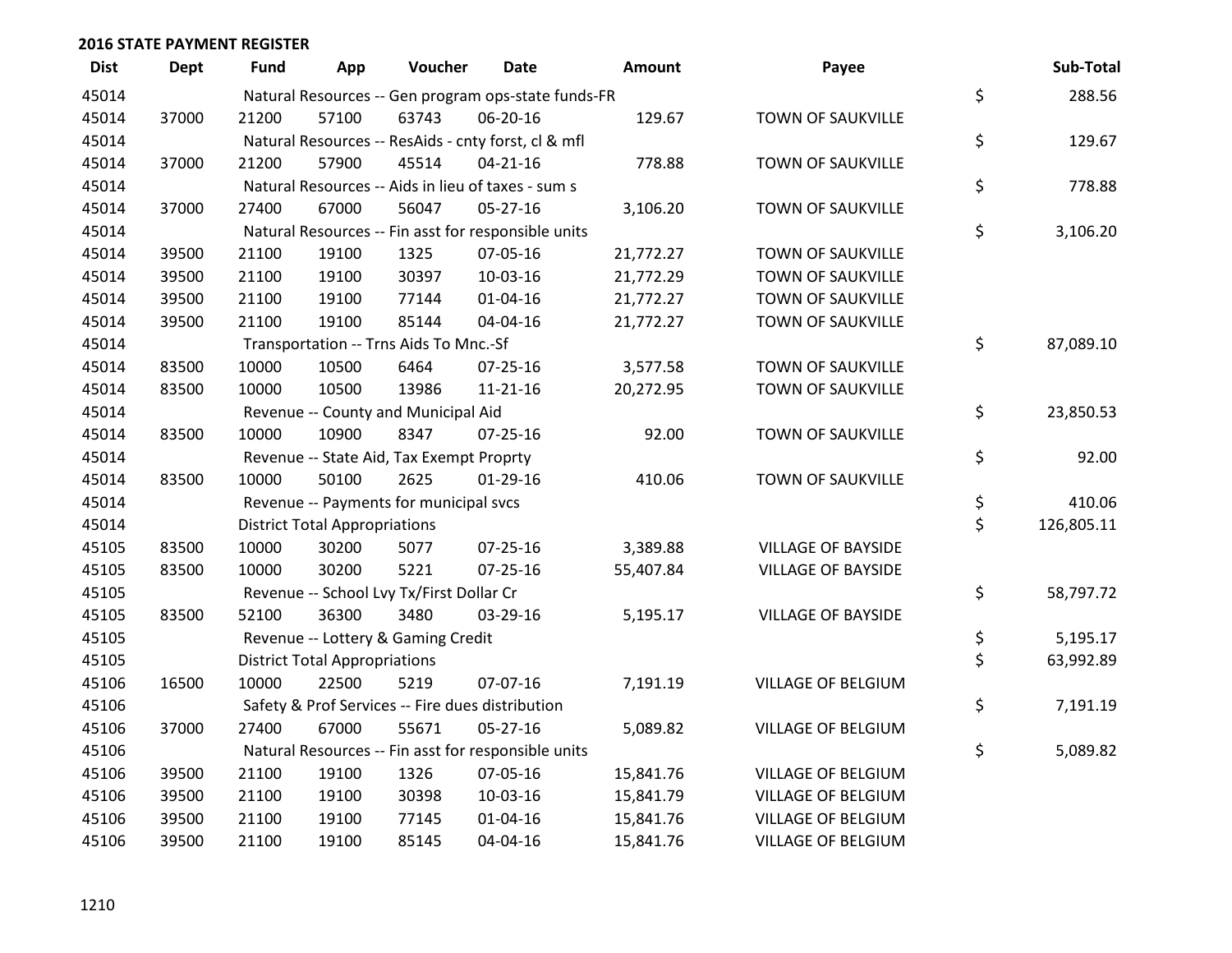## 2016 STATE PAYMENT REGISTER

| Dist | Dept | Fund | App | Voucher | Date | Amount | Payee | Sub-Total |
|---|---|---|---|---|---|---|---|---|
| 45014 | | Natural Resources -- Gen program ops-state funds-FR | | | | | | $ 288.56 |
| 45014 | 37000 | 21200 | 57100 | 63743 | 06-20-16 | 129.67 | TOWN OF SAUKVILLE | |
| 45014 | | Natural Resources -- ResAids - cnty forst, cl & mfl | | | | | | $ 129.67 |
| 45014 | 37000 | 21200 | 57900 | 45514 | 04-21-16 | 778.88 | TOWN OF SAUKVILLE | |
| 45014 | | Natural Resources -- Aids in lieu of taxes - sum s | | | | | | $ 778.88 |
| 45014 | 37000 | 27400 | 67000 | 56047 | 05-27-16 | 3,106.20 | TOWN OF SAUKVILLE | |
| 45014 | | Natural Resources -- Fin asst for responsible units | | | | | | $ 3,106.20 |
| 45014 | 39500 | 21100 | 19100 | 1325 | 07-05-16 | 21,772.27 | TOWN OF SAUKVILLE | |
| 45014 | 39500 | 21100 | 19100 | 30397 | 10-03-16 | 21,772.29 | TOWN OF SAUKVILLE | |
| 45014 | 39500 | 21100 | 19100 | 77144 | 01-04-16 | 21,772.27 | TOWN OF SAUKVILLE | |
| 45014 | 39500 | 21100 | 19100 | 85144 | 04-04-16 | 21,772.27 | TOWN OF SAUKVILLE | |
| 45014 | | Transportation -- Trns Aids To Mnc.-Sf | | | | | | $ 87,089.10 |
| 45014 | 83500 | 10000 | 10500 | 6464 | 07-25-16 | 3,577.58 | TOWN OF SAUKVILLE | |
| 45014 | 83500 | 10000 | 10500 | 13986 | 11-21-16 | 20,272.95 | TOWN OF SAUKVILLE | |
| 45014 | | Revenue -- County and Municipal Aid | | | | | | $ 23,850.53 |
| 45014 | 83500 | 10000 | 10900 | 8347 | 07-25-16 | 92.00 | TOWN OF SAUKVILLE | |
| 45014 | | Revenue -- State Aid, Tax Exempt Proprty | | | | | | $ 92.00 |
| 45014 | 83500 | 10000 | 50100 | 2625 | 01-29-16 | 410.06 | TOWN OF SAUKVILLE | |
| 45014 | | Revenue -- Payments for municipal svcs | | | | | | $ 410.06 |
| 45014 | | District Total Appropriations | | | | | | $ 126,805.11 |
| 45105 | 83500 | 10000 | 30200 | 5077 | 07-25-16 | 3,389.88 | VILLAGE OF BAYSIDE | |
| 45105 | 83500 | 10000 | 30200 | 5221 | 07-25-16 | 55,407.84 | VILLAGE OF BAYSIDE | |
| 45105 | | Revenue -- School Lvy Tx/First Dollar Cr | | | | | | $ 58,797.72 |
| 45105 | 83500 | 52100 | 36300 | 3480 | 03-29-16 | 5,195.17 | VILLAGE OF BAYSIDE | |
| 45105 | | Revenue -- Lottery & Gaming Credit | | | | | | $ 5,195.17 |
| 45105 | | District Total Appropriations | | | | | | $ 63,992.89 |
| 45106 | 16500 | 10000 | 22500 | 5219 | 07-07-16 | 7,191.19 | VILLAGE OF BELGIUM | |
| 45106 | | Safety & Prof Services -- Fire dues distribution | | | | | | $ 7,191.19 |
| 45106 | 37000 | 27400 | 67000 | 55671 | 05-27-16 | 5,089.82 | VILLAGE OF BELGIUM | |
| 45106 | | Natural Resources -- Fin asst for responsible units | | | | | | $ 5,089.82 |
| 45106 | 39500 | 21100 | 19100 | 1326 | 07-05-16 | 15,841.76 | VILLAGE OF BELGIUM | |
| 45106 | 39500 | 21100 | 19100 | 30398 | 10-03-16 | 15,841.79 | VILLAGE OF BELGIUM | |
| 45106 | 39500 | 21100 | 19100 | 77145 | 01-04-16 | 15,841.76 | VILLAGE OF BELGIUM | |
| 45106 | 39500 | 21100 | 19100 | 85145 | 04-04-16 | 15,841.76 | VILLAGE OF BELGIUM | |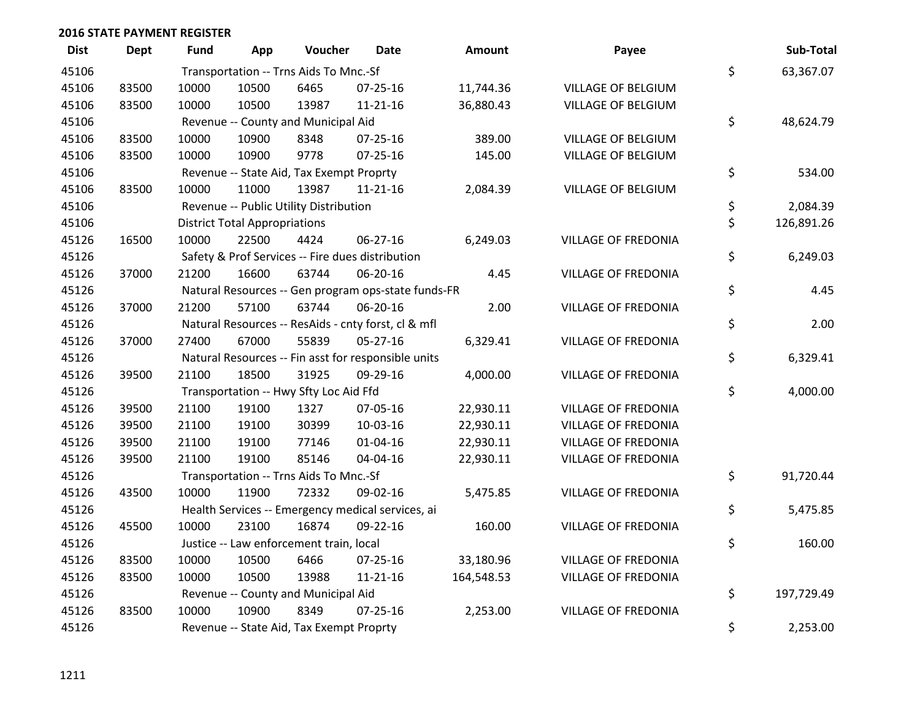## 2016 STATE PAYMENT REGISTER

| Dist | Dept | Fund | App | Voucher | Date | Amount | Payee | | Sub-Total |
|---|---|---|---|---|---|---|---|---|---|
| 45106 | | Transportation -- Trns Aids To Mnc.-Sf | | | | | | $ | 63,367.07 |
| 45106 | 83500 | 10000 | 10500 | 6465 | 07-25-16 | 11,744.36 | VILLAGE OF BELGIUM | | |
| 45106 | 83500 | 10000 | 10500 | 13987 | 11-21-16 | 36,880.43 | VILLAGE OF BELGIUM | | |
| 45106 | | Revenue -- County and Municipal Aid | | | | | | $ | 48,624.79 |
| 45106 | 83500 | 10000 | 10900 | 8348 | 07-25-16 | 389.00 | VILLAGE OF BELGIUM | | |
| 45106 | 83500 | 10000 | 10900 | 9778 | 07-25-16 | 145.00 | VILLAGE OF BELGIUM | | |
| 45106 | | Revenue -- State Aid, Tax Exempt Proprty | | | | | | $ | 534.00 |
| 45106 | 83500 | 10000 | 11000 | 13987 | 11-21-16 | 2,084.39 | VILLAGE OF BELGIUM | | |
| 45106 | | Revenue -- Public Utility Distribution | | | | | | $ | 2,084.39 |
| 45106 | | District Total Appropriations | | | | | | $ | 126,891.26 |
| 45126 | 16500 | 10000 | 22500 | 4424 | 06-27-16 | 6,249.03 | VILLAGE OF FREDONIA | | |
| 45126 | | Safety & Prof Services -- Fire dues distribution | | | | | | $ | 6,249.03 |
| 45126 | 37000 | 21200 | 16600 | 63744 | 06-20-16 | 4.45 | VILLAGE OF FREDONIA | | |
| 45126 | | Natural Resources -- Gen program ops-state funds-FR | | | | | | $ | 4.45 |
| 45126 | 37000 | 21200 | 57100 | 63744 | 06-20-16 | 2.00 | VILLAGE OF FREDONIA | | |
| 45126 | | Natural Resources -- ResAids - cnty forst, cl & mfl | | | | | | $ | 2.00 |
| 45126 | 37000 | 27400 | 67000 | 55839 | 05-27-16 | 6,329.41 | VILLAGE OF FREDONIA | | |
| 45126 | | Natural Resources -- Fin asst for responsible units | | | | | | $ | 6,329.41 |
| 45126 | 39500 | 21100 | 18500 | 31925 | 09-29-16 | 4,000.00 | VILLAGE OF FREDONIA | | |
| 45126 | | Transportation -- Hwy Sfty Loc Aid Ffd | | | | | | $ | 4,000.00 |
| 45126 | 39500 | 21100 | 19100 | 1327 | 07-05-16 | 22,930.11 | VILLAGE OF FREDONIA | | |
| 45126 | 39500 | 21100 | 19100 | 30399 | 10-03-16 | 22,930.11 | VILLAGE OF FREDONIA | | |
| 45126 | 39500 | 21100 | 19100 | 77146 | 01-04-16 | 22,930.11 | VILLAGE OF FREDONIA | | |
| 45126 | 39500 | 21100 | 19100 | 85146 | 04-04-16 | 22,930.11 | VILLAGE OF FREDONIA | | |
| 45126 | | Transportation -- Trns Aids To Mnc.-Sf | | | | | | $ | 91,720.44 |
| 45126 | 43500 | 10000 | 11900 | 72332 | 09-02-16 | 5,475.85 | VILLAGE OF FREDONIA | | |
| 45126 | | Health Services -- Emergency medical services, ai | | | | | | $ | 5,475.85 |
| 45126 | 45500 | 10000 | 23100 | 16874 | 09-22-16 | 160.00 | VILLAGE OF FREDONIA | | |
| 45126 | | Justice -- Law enforcement train, local | | | | | | $ | 160.00 |
| 45126 | 83500 | 10000 | 10500 | 6466 | 07-25-16 | 33,180.96 | VILLAGE OF FREDONIA | | |
| 45126 | 83500 | 10000 | 10500 | 13988 | 11-21-16 | 164,548.53 | VILLAGE OF FREDONIA | | |
| 45126 | | Revenue -- County and Municipal Aid | | | | | | $ | 197,729.49 |
| 45126 | 83500 | 10000 | 10900 | 8349 | 07-25-16 | 2,253.00 | VILLAGE OF FREDONIA | | |
| 45126 | | Revenue -- State Aid, Tax Exempt Proprty | | | | | | $ | 2,253.00 |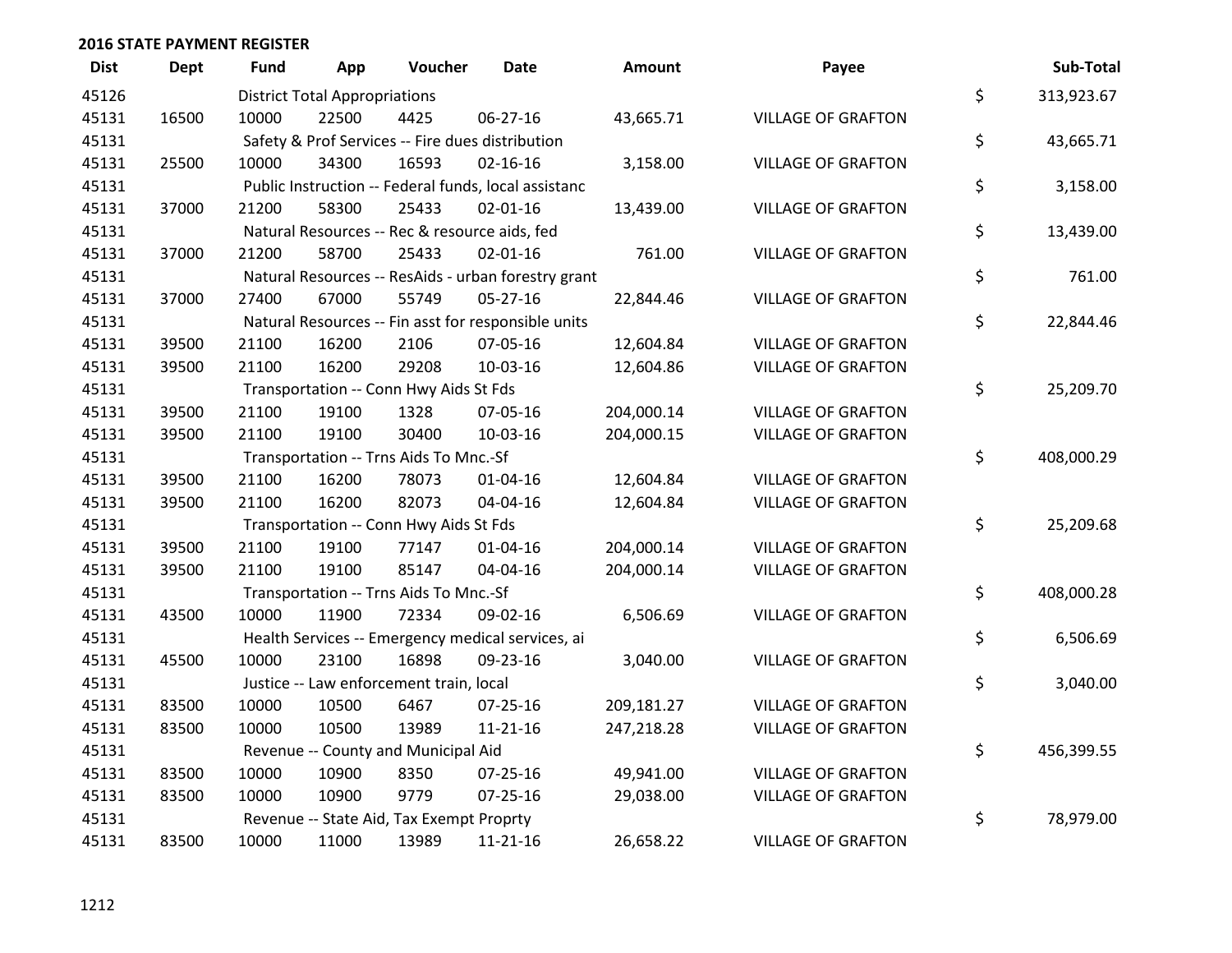## 2016 STATE PAYMENT REGISTER

| Dist | Dept | Fund | App | Voucher | Date | Amount | Payee | Sub-Total |
|---|---|---|---|---|---|---|---|---|
| 45126 | | District Total Appropriations | | | | | | $ 313,923.67 |
| 45131 | 16500 | 10000 | 22500 | 4425 | 06-27-16 | 43,665.71 | VILLAGE OF GRAFTON | |
| 45131 | | Safety & Prof Services -- Fire dues distribution | | | | | | $ 43,665.71 |
| 45131 | 25500 | 10000 | 34300 | 16593 | 02-16-16 | 3,158.00 | VILLAGE OF GRAFTON | |
| 45131 | | Public Instruction -- Federal funds, local assistanc | | | | | | $ 3,158.00 |
| 45131 | 37000 | 21200 | 58300 | 25433 | 02-01-16 | 13,439.00 | VILLAGE OF GRAFTON | |
| 45131 | | Natural Resources -- Rec & resource aids, fed | | | | | | $ 13,439.00 |
| 45131 | 37000 | 21200 | 58700 | 25433 | 02-01-16 | 761.00 | VILLAGE OF GRAFTON | |
| 45131 | | Natural Resources -- ResAids - urban forestry grant | | | | | | $ 761.00 |
| 45131 | 37000 | 27400 | 67000 | 55749 | 05-27-16 | 22,844.46 | VILLAGE OF GRAFTON | |
| 45131 | | Natural Resources -- Fin asst for responsible units | | | | | | $ 22,844.46 |
| 45131 | 39500 | 21100 | 16200 | 2106 | 07-05-16 | 12,604.84 | VILLAGE OF GRAFTON | |
| 45131 | 39500 | 21100 | 16200 | 29208 | 10-03-16 | 12,604.86 | VILLAGE OF GRAFTON | |
| 45131 | | Transportation -- Conn Hwy Aids St Fds | | | | | | $ 25,209.70 |
| 45131 | 39500 | 21100 | 19100 | 1328 | 07-05-16 | 204,000.14 | VILLAGE OF GRAFTON | |
| 45131 | 39500 | 21100 | 19100 | 30400 | 10-03-16 | 204,000.15 | VILLAGE OF GRAFTON | |
| 45131 | | Transportation -- Trns Aids To Mnc.-Sf | | | | | | $ 408,000.29 |
| 45131 | 39500 | 21100 | 16200 | 78073 | 01-04-16 | 12,604.84 | VILLAGE OF GRAFTON | |
| 45131 | 39500 | 21100 | 16200 | 82073 | 04-04-16 | 12,604.84 | VILLAGE OF GRAFTON | |
| 45131 | | Transportation -- Conn Hwy Aids St Fds | | | | | | $ 25,209.68 |
| 45131 | 39500 | 21100 | 19100 | 77147 | 01-04-16 | 204,000.14 | VILLAGE OF GRAFTON | |
| 45131 | 39500 | 21100 | 19100 | 85147 | 04-04-16 | 204,000.14 | VILLAGE OF GRAFTON | |
| 45131 | | Transportation -- Trns Aids To Mnc.-Sf | | | | | | $ 408,000.28 |
| 45131 | 43500 | 10000 | 11900 | 72334 | 09-02-16 | 6,506.69 | VILLAGE OF GRAFTON | |
| 45131 | | Health Services -- Emergency medical services, ai | | | | | | $ 6,506.69 |
| 45131 | 45500 | 10000 | 23100 | 16898 | 09-23-16 | 3,040.00 | VILLAGE OF GRAFTON | |
| 45131 | | Justice -- Law enforcement train, local | | | | | | $ 3,040.00 |
| 45131 | 83500 | 10000 | 10500 | 6467 | 07-25-16 | 209,181.27 | VILLAGE OF GRAFTON | |
| 45131 | 83500 | 10000 | 10500 | 13989 | 11-21-16 | 247,218.28 | VILLAGE OF GRAFTON | |
| 45131 | | Revenue -- County and Municipal Aid | | | | | | $ 456,399.55 |
| 45131 | 83500 | 10000 | 10900 | 8350 | 07-25-16 | 49,941.00 | VILLAGE OF GRAFTON | |
| 45131 | 83500 | 10000 | 10900 | 9779 | 07-25-16 | 29,038.00 | VILLAGE OF GRAFTON | |
| 45131 | | Revenue -- State Aid, Tax Exempt Proprty | | | | | | $ 78,979.00 |
| 45131 | 83500 | 10000 | 11000 | 13989 | 11-21-16 | 26,658.22 | VILLAGE OF GRAFTON | |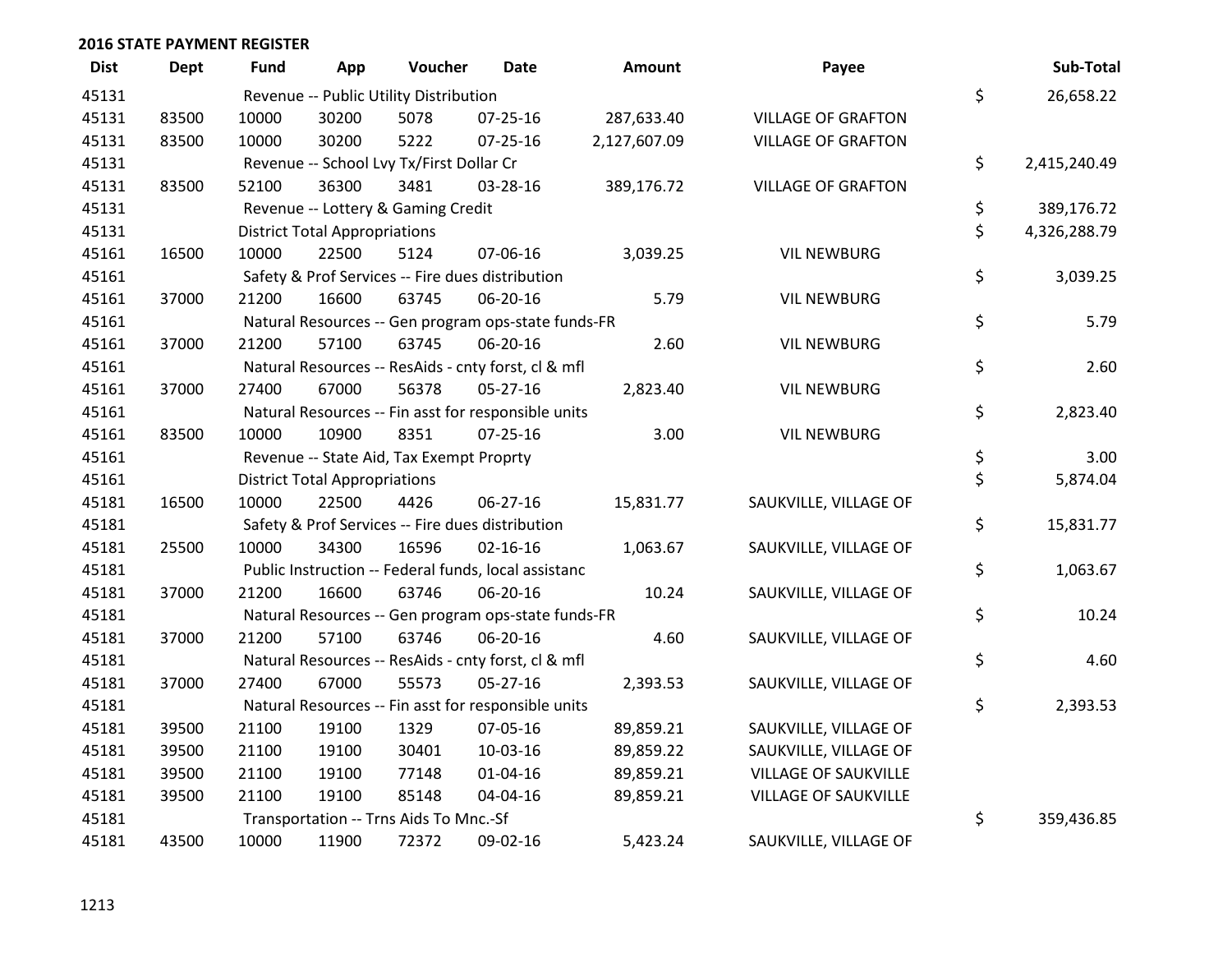## 2016 STATE PAYMENT REGISTER

| Dist | Dept | Fund | App | Voucher | Date | Amount | Payee | Sub-Total |
|---|---|---|---|---|---|---|---|---|
| 45131 | | Revenue -- Public Utility Distribution | | | | | | $ 26,658.22 |
| 45131 | 83500 | 10000 | 30200 | 5078 | 07-25-16 | 287,633.40 | VILLAGE OF GRAFTON | |
| 45131 | 83500 | 10000 | 30200 | 5222 | 07-25-16 | 2,127,607.09 | VILLAGE OF GRAFTON | |
| 45131 | | Revenue -- School Lvy Tx/First Dollar Cr | | | | | | $ 2,415,240.49 |
| 45131 | 83500 | 52100 | 36300 | 3481 | 03-28-16 | 389,176.72 | VILLAGE OF GRAFTON | |
| 45131 | | Revenue -- Lottery & Gaming Credit | | | | | | $ 389,176.72 |
| 45131 | | District Total Appropriations | | | | | | $ 4,326,288.79 |
| 45161 | 16500 | 10000 | 22500 | 5124 | 07-06-16 | 3,039.25 | VIL NEWBURG | |
| 45161 | | Safety & Prof Services -- Fire dues distribution | | | | | | $ 3,039.25 |
| 45161 | 37000 | 21200 | 16600 | 63745 | 06-20-16 | 5.79 | VIL NEWBURG | |
| 45161 | | Natural Resources -- Gen program ops-state funds-FR | | | | | | $ 5.79 |
| 45161 | 37000 | 21200 | 57100 | 63745 | 06-20-16 | 2.60 | VIL NEWBURG | |
| 45161 | | Natural Resources -- ResAids - cnty forst, cl & mfl | | | | | | $ 2.60 |
| 45161 | 37000 | 27400 | 67000 | 56378 | 05-27-16 | 2,823.40 | VIL NEWBURG | |
| 45161 | | Natural Resources -- Fin asst for responsible units | | | | | | $ 2,823.40 |
| 45161 | 83500 | 10000 | 10900 | 8351 | 07-25-16 | 3.00 | VIL NEWBURG | |
| 45161 | | Revenue -- State Aid, Tax Exempt Proprty | | | | | | $ 3.00 |
| 45161 | | District Total Appropriations | | | | | | $ 5,874.04 |
| 45181 | 16500 | 10000 | 22500 | 4426 | 06-27-16 | 15,831.77 | SAUKVILLE, VILLAGE OF | |
| 45181 | | Safety & Prof Services -- Fire dues distribution | | | | | | $ 15,831.77 |
| 45181 | 25500 | 10000 | 34300 | 16596 | 02-16-16 | 1,063.67 | SAUKVILLE, VILLAGE OF | |
| 45181 | | Public Instruction -- Federal funds, local assistanc | | | | | | $ 1,063.67 |
| 45181 | 37000 | 21200 | 16600 | 63746 | 06-20-16 | 10.24 | SAUKVILLE, VILLAGE OF | |
| 45181 | | Natural Resources -- Gen program ops-state funds-FR | | | | | | $ 10.24 |
| 45181 | 37000 | 21200 | 57100 | 63746 | 06-20-16 | 4.60 | SAUKVILLE, VILLAGE OF | |
| 45181 | | Natural Resources -- ResAids - cnty forst, cl & mfl | | | | | | $ 4.60 |
| 45181 | 37000 | 27400 | 67000 | 55573 | 05-27-16 | 2,393.53 | SAUKVILLE, VILLAGE OF | |
| 45181 | | Natural Resources -- Fin asst for responsible units | | | | | | $ 2,393.53 |
| 45181 | 39500 | 21100 | 19100 | 1329 | 07-05-16 | 89,859.21 | SAUKVILLE, VILLAGE OF | |
| 45181 | 39500 | 21100 | 19100 | 30401 | 10-03-16 | 89,859.22 | SAUKVILLE, VILLAGE OF | |
| 45181 | 39500 | 21100 | 19100 | 77148 | 01-04-16 | 89,859.21 | VILLAGE OF SAUKVILLE | |
| 45181 | 39500 | 21100 | 19100 | 85148 | 04-04-16 | 89,859.21 | VILLAGE OF SAUKVILLE | |
| 45181 | | Transportation -- Trns Aids To Mnc.-Sf | | | | | | $ 359,436.85 |
| 45181 | 43500 | 10000 | 11900 | 72372 | 09-02-16 | 5,423.24 | SAUKVILLE, VILLAGE OF | |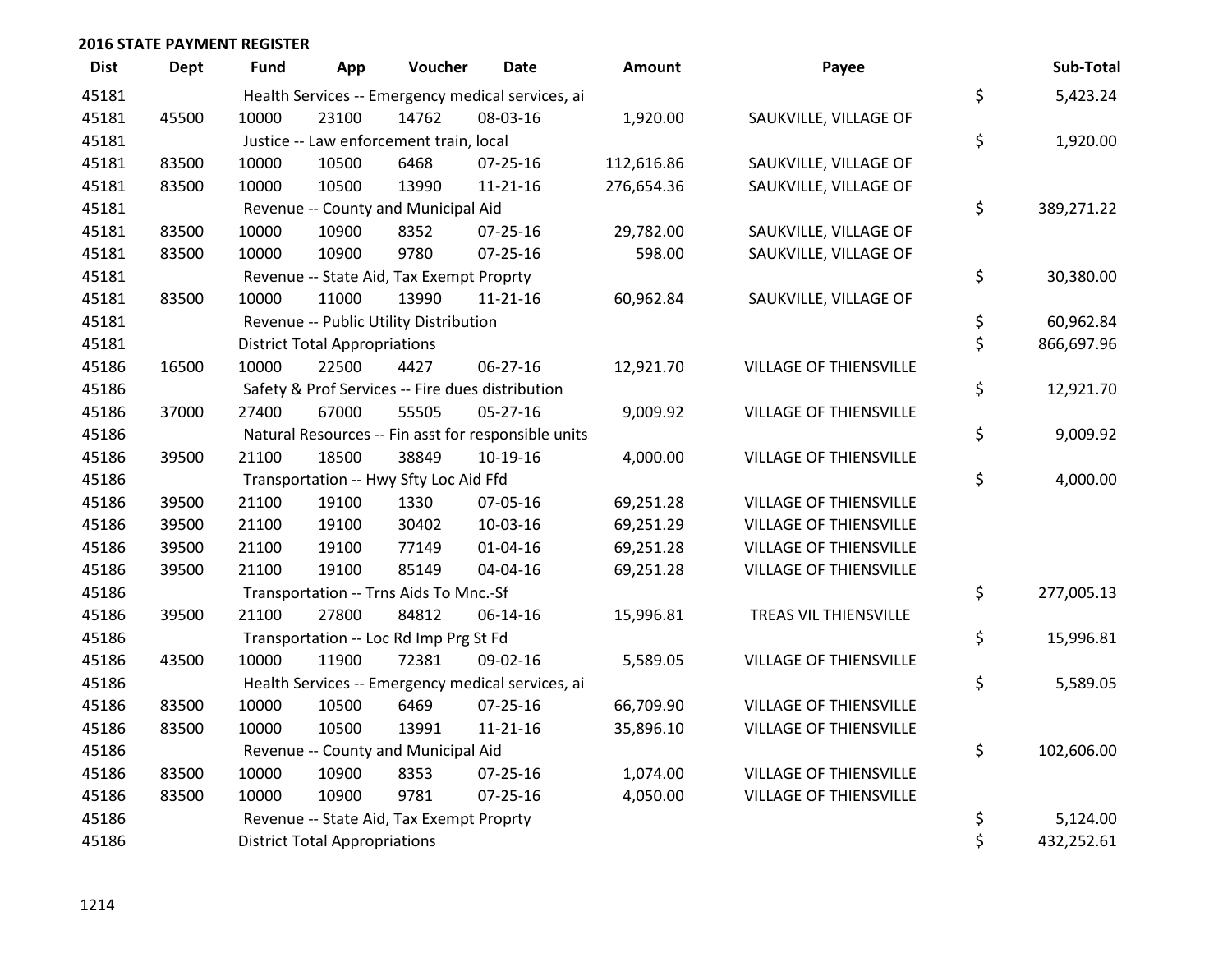## 2016 STATE PAYMENT REGISTER

| Dist | Dept | Fund | App | Voucher | Date | Amount | Payee | | Sub-Total |
|---|---|---|---|---|---|---|---|---|---|
| 45181 | | Health Services -- Emergency medical services, ai | | | | | | $ | 5,423.24 |
| 45181 | 45500 | 10000 | 23100 | 14762 | 08-03-16 | 1,920.00 | SAUKVILLE, VILLAGE OF | | |
| 45181 | | Justice -- Law enforcement train, local | | | | | | $ | 1,920.00 |
| 45181 | 83500 | 10000 | 10500 | 6468 | 07-25-16 | 112,616.86 | SAUKVILLE, VILLAGE OF | | |
| 45181 | 83500 | 10000 | 10500 | 13990 | 11-21-16 | 276,654.36 | SAUKVILLE, VILLAGE OF | | |
| 45181 | | Revenue -- County and Municipal Aid | | | | | | $ | 389,271.22 |
| 45181 | 83500 | 10000 | 10900 | 8352 | 07-25-16 | 29,782.00 | SAUKVILLE, VILLAGE OF | | |
| 45181 | 83500 | 10000 | 10900 | 9780 | 07-25-16 | 598.00 | SAUKVILLE, VILLAGE OF | | |
| 45181 | | Revenue -- State Aid, Tax Exempt Proprty | | | | | | $ | 30,380.00 |
| 45181 | 83500 | 10000 | 11000 | 13990 | 11-21-16 | 60,962.84 | SAUKVILLE, VILLAGE OF | | |
| 45181 | | Revenue -- Public Utility Distribution | | | | | | $ | 60,962.84 |
| 45181 | | District Total Appropriations | | | | | | $ | 866,697.96 |
| 45186 | 16500 | 10000 | 22500 | 4427 | 06-27-16 | 12,921.70 | VILLAGE OF THIENSVILLE | | |
| 45186 | | Safety & Prof Services -- Fire dues distribution | | | | | | $ | 12,921.70 |
| 45186 | 37000 | 27400 | 67000 | 55505 | 05-27-16 | 9,009.92 | VILLAGE OF THIENSVILLE | | |
| 45186 | | Natural Resources -- Fin asst for responsible units | | | | | | $ | 9,009.92 |
| 45186 | 39500 | 21100 | 18500 | 38849 | 10-19-16 | 4,000.00 | VILLAGE OF THIENSVILLE | | |
| 45186 | | Transportation -- Hwy Sfty Loc Aid Ffd | | | | | | $ | 4,000.00 |
| 45186 | 39500 | 21100 | 19100 | 1330 | 07-05-16 | 69,251.28 | VILLAGE OF THIENSVILLE | | |
| 45186 | 39500 | 21100 | 19100 | 30402 | 10-03-16 | 69,251.29 | VILLAGE OF THIENSVILLE | | |
| 45186 | 39500 | 21100 | 19100 | 77149 | 01-04-16 | 69,251.28 | VILLAGE OF THIENSVILLE | | |
| 45186 | 39500 | 21100 | 19100 | 85149 | 04-04-16 | 69,251.28 | VILLAGE OF THIENSVILLE | | |
| 45186 | | Transportation -- Trns Aids To Mnc.-Sf | | | | | | $ | 277,005.13 |
| 45186 | 39500 | 21100 | 27800 | 84812 | 06-14-16 | 15,996.81 | TREAS VIL THIENSVILLE | | |
| 45186 | | Transportation -- Loc Rd Imp Prg St Fd | | | | | | $ | 15,996.81 |
| 45186 | 43500 | 10000 | 11900 | 72381 | 09-02-16 | 5,589.05 | VILLAGE OF THIENSVILLE | | |
| 45186 | | Health Services -- Emergency medical services, ai | | | | | | $ | 5,589.05 |
| 45186 | 83500 | 10000 | 10500 | 6469 | 07-25-16 | 66,709.90 | VILLAGE OF THIENSVILLE | | |
| 45186 | 83500 | 10000 | 10500 | 13991 | 11-21-16 | 35,896.10 | VILLAGE OF THIENSVILLE | | |
| 45186 | | Revenue -- County and Municipal Aid | | | | | | $ | 102,606.00 |
| 45186 | 83500 | 10000 | 10900 | 8353 | 07-25-16 | 1,074.00 | VILLAGE OF THIENSVILLE | | |
| 45186 | 83500 | 10000 | 10900 | 9781 | 07-25-16 | 4,050.00 | VILLAGE OF THIENSVILLE | | |
| 45186 | | Revenue -- State Aid, Tax Exempt Proprty | | | | | | $ | 5,124.00 |
| 45186 | | District Total Appropriations | | | | | | $ | 432,252.61 |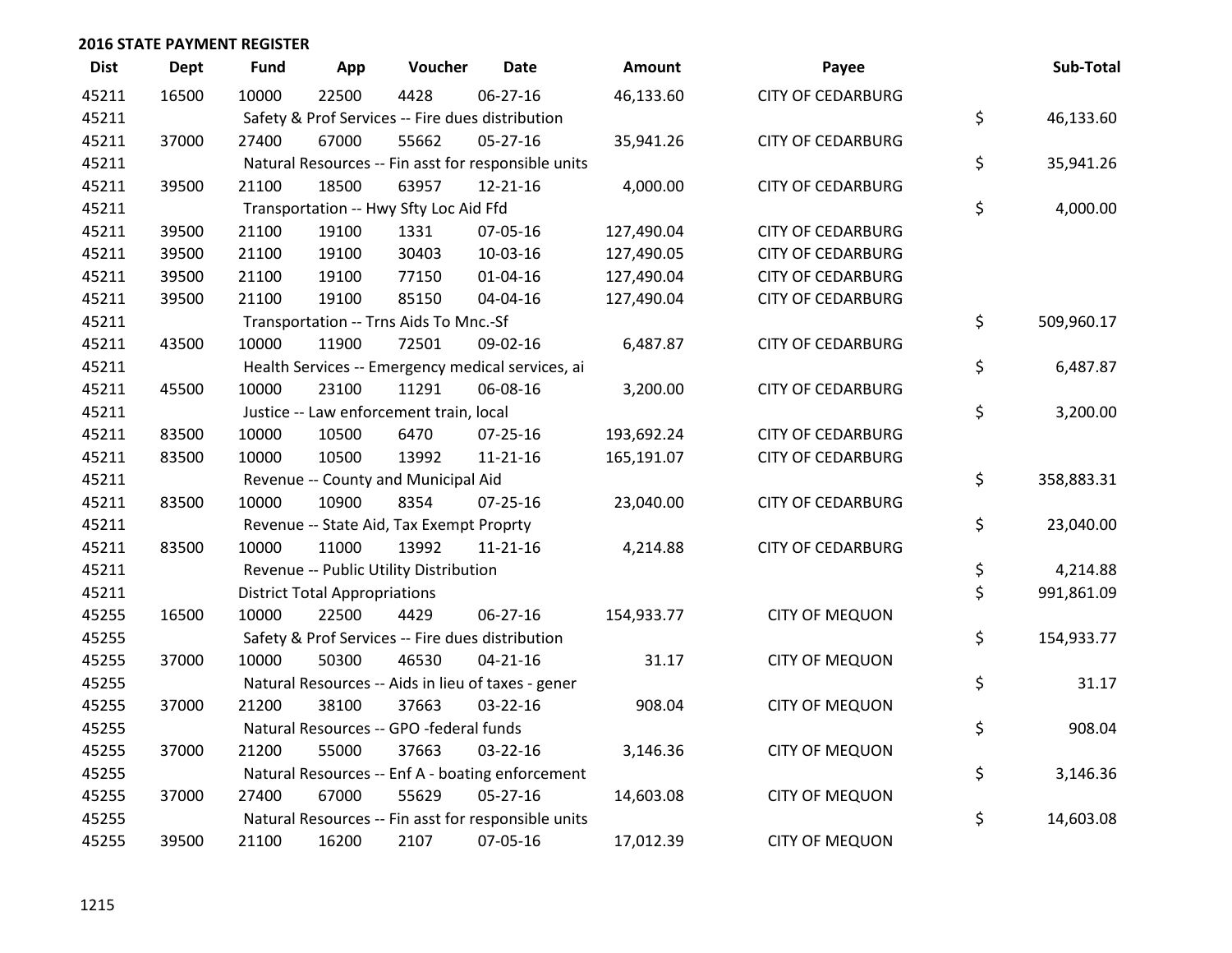## 2016 STATE PAYMENT REGISTER

| Dist | Dept | Fund | App | Voucher | Date | Amount | Payee | Sub-Total |
|---|---|---|---|---|---|---|---|---|
| 45211 | 16500 | 10000 | 22500 | 4428 | 06-27-16 | 46,133.60 | CITY OF CEDARBURG | |
| 45211 | | Safety & Prof Services -- Fire dues distribution | | | | | | $ 46,133.60 |
| 45211 | 37000 | 27400 | 67000 | 55662 | 05-27-16 | 35,941.26 | CITY OF CEDARBURG | |
| 45211 | | Natural Resources -- Fin asst for responsible units | | | | | | $ 35,941.26 |
| 45211 | 39500 | 21100 | 18500 | 63957 | 12-21-16 | 4,000.00 | CITY OF CEDARBURG | |
| 45211 | | Transportation -- Hwy Sfty Loc Aid Ffd | | | | | | $ 4,000.00 |
| 45211 | 39500 | 21100 | 19100 | 1331 | 07-05-16 | 127,490.04 | CITY OF CEDARBURG | |
| 45211 | 39500 | 21100 | 19100 | 30403 | 10-03-16 | 127,490.05 | CITY OF CEDARBURG | |
| 45211 | 39500 | 21100 | 19100 | 77150 | 01-04-16 | 127,490.04 | CITY OF CEDARBURG | |
| 45211 | 39500 | 21100 | 19100 | 85150 | 04-04-16 | 127,490.04 | CITY OF CEDARBURG | |
| 45211 | | Transportation -- Trns Aids To Mnc.-Sf | | | | | | $ 509,960.17 |
| 45211 | 43500 | 10000 | 11900 | 72501 | 09-02-16 | 6,487.87 | CITY OF CEDARBURG | |
| 45211 | | Health Services -- Emergency medical services, ai | | | | | | $ 6,487.87 |
| 45211 | 45500 | 10000 | 23100 | 11291 | 06-08-16 | 3,200.00 | CITY OF CEDARBURG | |
| 45211 | | Justice -- Law enforcement train, local | | | | | | $ 3,200.00 |
| 45211 | 83500 | 10000 | 10500 | 6470 | 07-25-16 | 193,692.24 | CITY OF CEDARBURG | |
| 45211 | 83500 | 10000 | 10500 | 13992 | 11-21-16 | 165,191.07 | CITY OF CEDARBURG | |
| 45211 | | Revenue -- County and Municipal Aid | | | | | | $ 358,883.31 |
| 45211 | 83500 | 10000 | 10900 | 8354 | 07-25-16 | 23,040.00 | CITY OF CEDARBURG | |
| 45211 | | Revenue -- State Aid, Tax Exempt Proprty | | | | | | $ 23,040.00 |
| 45211 | 83500 | 10000 | 11000 | 13992 | 11-21-16 | 4,214.88 | CITY OF CEDARBURG | |
| 45211 | | Revenue -- Public Utility Distribution | | | | | | $ 4,214.88 |
| 45211 | | District Total Appropriations | | | | | | $ 991,861.09 |
| 45255 | 16500 | 10000 | 22500 | 4429 | 06-27-16 | 154,933.77 | CITY OF MEQUON | |
| 45255 | | Safety & Prof Services -- Fire dues distribution | | | | | | $ 154,933.77 |
| 45255 | 37000 | 10000 | 50300 | 46530 | 04-21-16 | 31.17 | CITY OF MEQUON | |
| 45255 | | Natural Resources -- Aids in lieu of taxes - gener | | | | | | $ 31.17 |
| 45255 | 37000 | 21200 | 38100 | 37663 | 03-22-16 | 908.04 | CITY OF MEQUON | |
| 45255 | | Natural Resources -- GPO -federal funds | | | | | | $ 908.04 |
| 45255 | 37000 | 21200 | 55000 | 37663 | 03-22-16 | 3,146.36 | CITY OF MEQUON | |
| 45255 | | Natural Resources -- Enf A - boating enforcement | | | | | | $ 3,146.36 |
| 45255 | 37000 | 27400 | 67000 | 55629 | 05-27-16 | 14,603.08 | CITY OF MEQUON | |
| 45255 | | Natural Resources -- Fin asst for responsible units | | | | | | $ 14,603.08 |
| 45255 | 39500 | 21100 | 16200 | 2107 | 07-05-16 | 17,012.39 | CITY OF MEQUON | |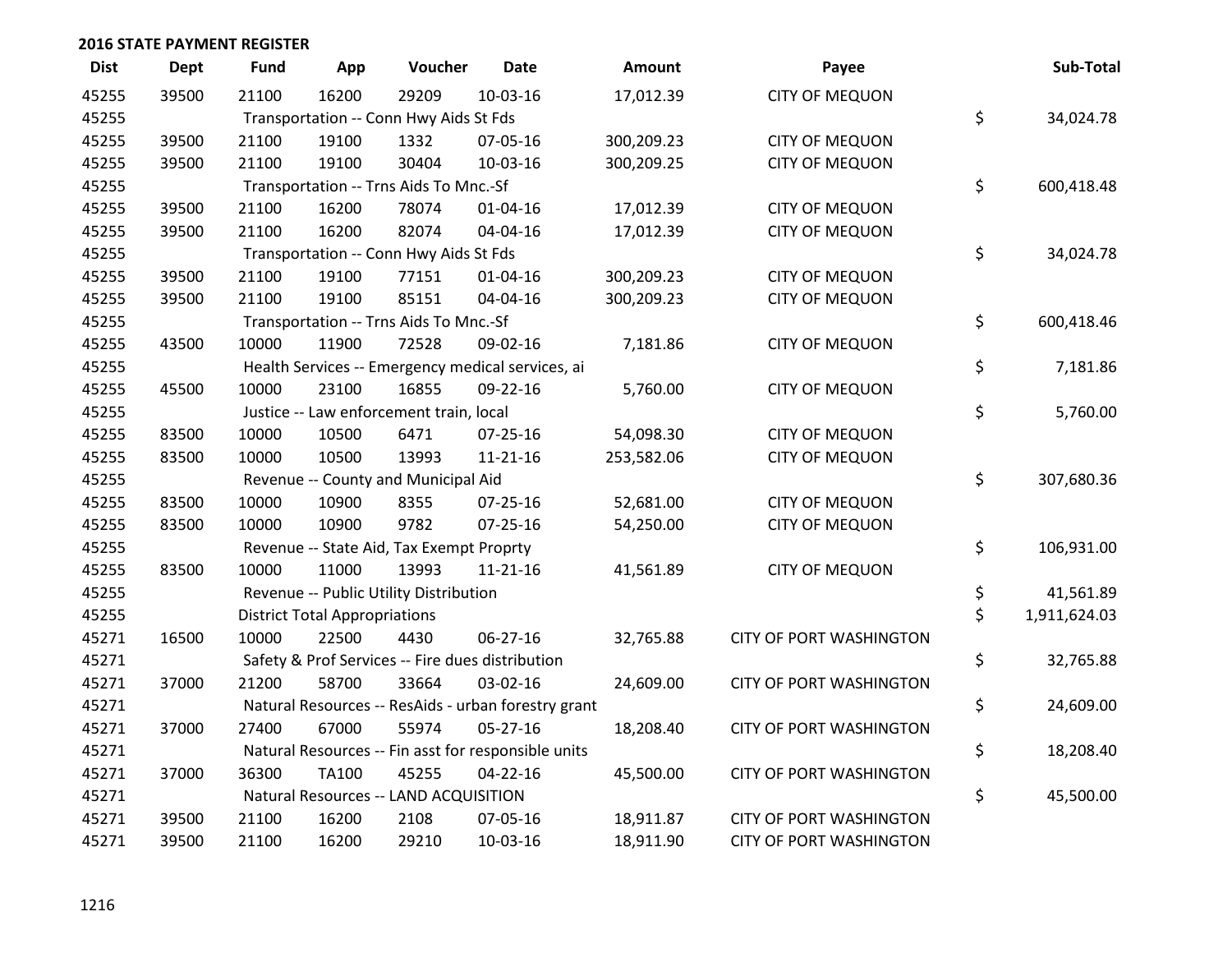## 2016 STATE PAYMENT REGISTER

| Dist | Dept | Fund | App | Voucher | Date | Amount | Payee | Sub-Total |
|---|---|---|---|---|---|---|---|---|
| 45255 | 39500 | 21100 | 16200 | 29209 | 10-03-16 | 17,012.39 | CITY OF MEQUON | |
| 45255 | | Transportation -- Conn Hwy Aids St Fds | | | | | | $ 34,024.78 |
| 45255 | 39500 | 21100 | 19100 | 1332 | 07-05-16 | 300,209.23 | CITY OF MEQUON | |
| 45255 | 39500 | 21100 | 19100 | 30404 | 10-03-16 | 300,209.25 | CITY OF MEQUON | |
| 45255 | | Transportation -- Trns Aids To Mnc.-Sf | | | | | | $ 600,418.48 |
| 45255 | 39500 | 21100 | 16200 | 78074 | 01-04-16 | 17,012.39 | CITY OF MEQUON | |
| 45255 | 39500 | 21100 | 16200 | 82074 | 04-04-16 | 17,012.39 | CITY OF MEQUON | |
| 45255 | | Transportation -- Conn Hwy Aids St Fds | | | | | | $ 34,024.78 |
| 45255 | 39500 | 21100 | 19100 | 77151 | 01-04-16 | 300,209.23 | CITY OF MEQUON | |
| 45255 | 39500 | 21100 | 19100 | 85151 | 04-04-16 | 300,209.23 | CITY OF MEQUON | |
| 45255 | | Transportation -- Trns Aids To Mnc.-Sf | | | | | | $ 600,418.46 |
| 45255 | 43500 | 10000 | 11900 | 72528 | 09-02-16 | 7,181.86 | CITY OF MEQUON | |
| 45255 | | Health Services -- Emergency medical services, ai | | | | | | $ 7,181.86 |
| 45255 | 45500 | 10000 | 23100 | 16855 | 09-22-16 | 5,760.00 | CITY OF MEQUON | |
| 45255 | | Justice -- Law enforcement train, local | | | | | | $ 5,760.00 |
| 45255 | 83500 | 10000 | 10500 | 6471 | 07-25-16 | 54,098.30 | CITY OF MEQUON | |
| 45255 | 83500 | 10000 | 10500 | 13993 | 11-21-16 | 253,582.06 | CITY OF MEQUON | |
| 45255 | | Revenue -- County and Municipal Aid | | | | | | $ 307,680.36 |
| 45255 | 83500 | 10000 | 10900 | 8355 | 07-25-16 | 52,681.00 | CITY OF MEQUON | |
| 45255 | 83500 | 10000 | 10900 | 9782 | 07-25-16 | 54,250.00 | CITY OF MEQUON | |
| 45255 | | Revenue -- State Aid, Tax Exempt Proprty | | | | | | $ 106,931.00 |
| 45255 | 83500 | 10000 | 11000 | 13993 | 11-21-16 | 41,561.89 | CITY OF MEQUON | |
| 45255 | | Revenue -- Public Utility Distribution | | | | | | $ 41,561.89 |
| 45255 | | District Total Appropriations | | | | | | $ 1,911,624.03 |
| 45271 | 16500 | 10000 | 22500 | 4430 | 06-27-16 | 32,765.88 | CITY OF PORT WASHINGTON | |
| 45271 | | Safety & Prof Services -- Fire dues distribution | | | | | | $ 32,765.88 |
| 45271 | 37000 | 21200 | 58700 | 33664 | 03-02-16 | 24,609.00 | CITY OF PORT WASHINGTON | |
| 45271 | | Natural Resources -- ResAids - urban forestry grant | | | | | | $ 24,609.00 |
| 45271 | 37000 | 27400 | 67000 | 55974 | 05-27-16 | 18,208.40 | CITY OF PORT WASHINGTON | |
| 45271 | | Natural Resources -- Fin asst for responsible units | | | | | | $ 18,208.40 |
| 45271 | 37000 | 36300 | TA100 | 45255 | 04-22-16 | 45,500.00 | CITY OF PORT WASHINGTON | |
| 45271 | | Natural Resources -- LAND ACQUISITION | | | | | | $ 45,500.00 |
| 45271 | 39500 | 21100 | 16200 | 2108 | 07-05-16 | 18,911.87 | CITY OF PORT WASHINGTON | |
| 45271 | 39500 | 21100 | 16200 | 29210 | 10-03-16 | 18,911.90 | CITY OF PORT WASHINGTON | |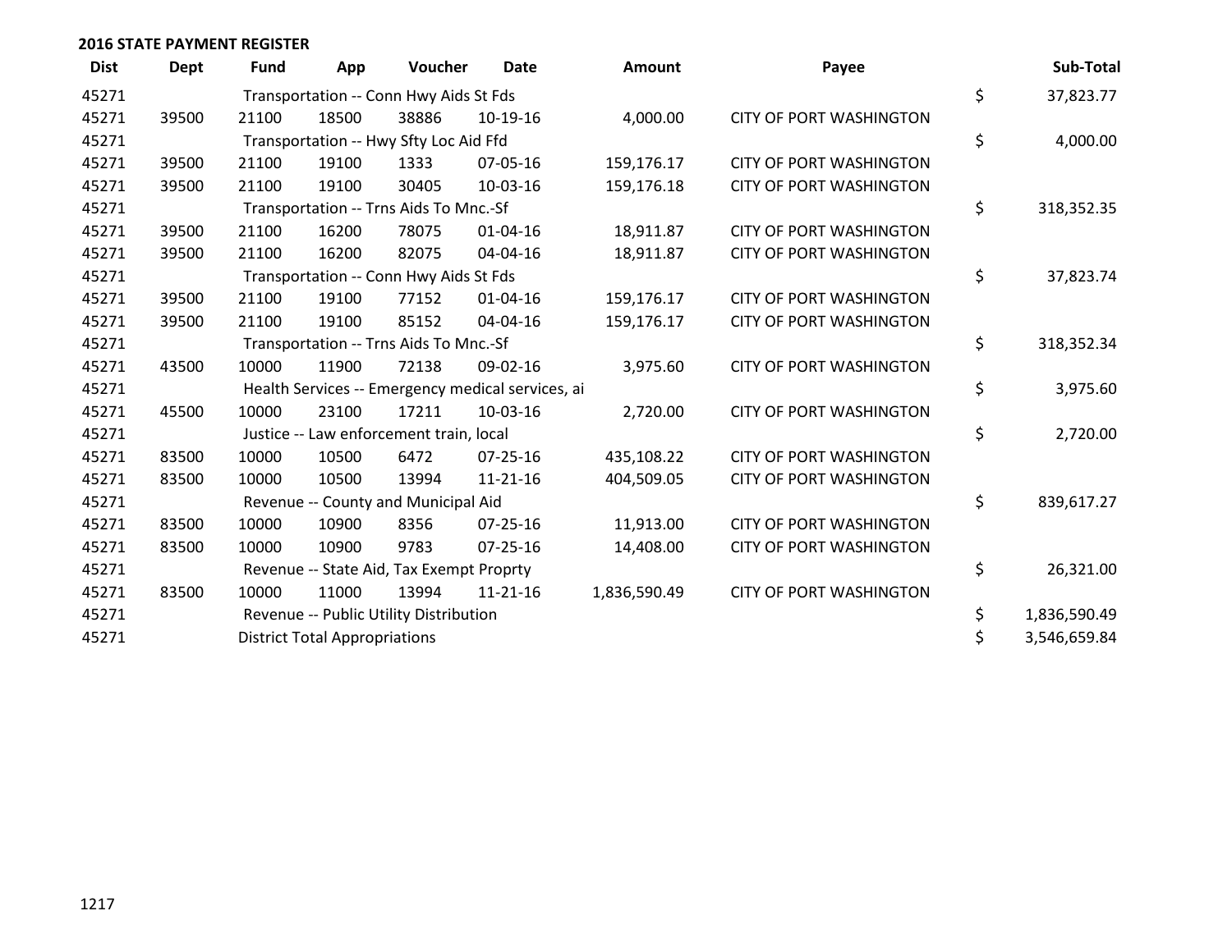## 2016 STATE PAYMENT REGISTER

| Dist | Dept | Fund | App | Voucher | Date | Amount | Payee | | Sub-Total |
|---|---|---|---|---|---|---|---|---|---|
| 45271 | | Transportation -- Conn Hwy Aids St Fds | | | | | | $ | 37,823.77 |
| 45271 | 39500 | 21100 | 18500 | 38886 | 10-19-16 | 4,000.00 | CITY OF PORT WASHINGTON | | |
| 45271 | | Transportation -- Hwy Sfty Loc Aid Ffd | | | | | | $ | 4,000.00 |
| 45271 | 39500 | 21100 | 19100 | 1333 | 07-05-16 | 159,176.17 | CITY OF PORT WASHINGTON | | |
| 45271 | 39500 | 21100 | 19100 | 30405 | 10-03-16 | 159,176.18 | CITY OF PORT WASHINGTON | | |
| 45271 | | Transportation -- Trns Aids To Mnc.-Sf | | | | | | $ | 318,352.35 |
| 45271 | 39500 | 21100 | 16200 | 78075 | 01-04-16 | 18,911.87 | CITY OF PORT WASHINGTON | | |
| 45271 | 39500 | 21100 | 16200 | 82075 | 04-04-16 | 18,911.87 | CITY OF PORT WASHINGTON | | |
| 45271 | | Transportation -- Conn Hwy Aids St Fds | | | | | | $ | 37,823.74 |
| 45271 | 39500 | 21100 | 19100 | 77152 | 01-04-16 | 159,176.17 | CITY OF PORT WASHINGTON | | |
| 45271 | 39500 | 21100 | 19100 | 85152 | 04-04-16 | 159,176.17 | CITY OF PORT WASHINGTON | | |
| 45271 | | Transportation -- Trns Aids To Mnc.-Sf | | | | | | $ | 318,352.34 |
| 45271 | 43500 | 10000 | 11900 | 72138 | 09-02-16 | 3,975.60 | CITY OF PORT WASHINGTON | | |
| 45271 | | Health Services -- Emergency medical services, ai | | | | | | $ | 3,975.60 |
| 45271 | 45500 | 10000 | 23100 | 17211 | 10-03-16 | 2,720.00 | CITY OF PORT WASHINGTON | | |
| 45271 | | Justice -- Law enforcement train, local | | | | | | $ | 2,720.00 |
| 45271 | 83500 | 10000 | 10500 | 6472 | 07-25-16 | 435,108.22 | CITY OF PORT WASHINGTON | | |
| 45271 | 83500 | 10000 | 10500 | 13994 | 11-21-16 | 404,509.05 | CITY OF PORT WASHINGTON | | |
| 45271 | | Revenue -- County and Municipal Aid | | | | | | $ | 839,617.27 |
| 45271 | 83500 | 10000 | 10900 | 8356 | 07-25-16 | 11,913.00 | CITY OF PORT WASHINGTON | | |
| 45271 | 83500 | 10000 | 10900 | 9783 | 07-25-16 | 14,408.00 | CITY OF PORT WASHINGTON | | |
| 45271 | | Revenue -- State Aid, Tax Exempt Proprty | | | | | | $ | 26,321.00 |
| 45271 | 83500 | 10000 | 11000 | 13994 | 11-21-16 | 1,836,590.49 | CITY OF PORT WASHINGTON | | |
| 45271 | | Revenue -- Public Utility Distribution | | | | | | $ | 1,836,590.49 |
| 45271 | | District Total Appropriations | | | | | | $ | 3,546,659.84 |